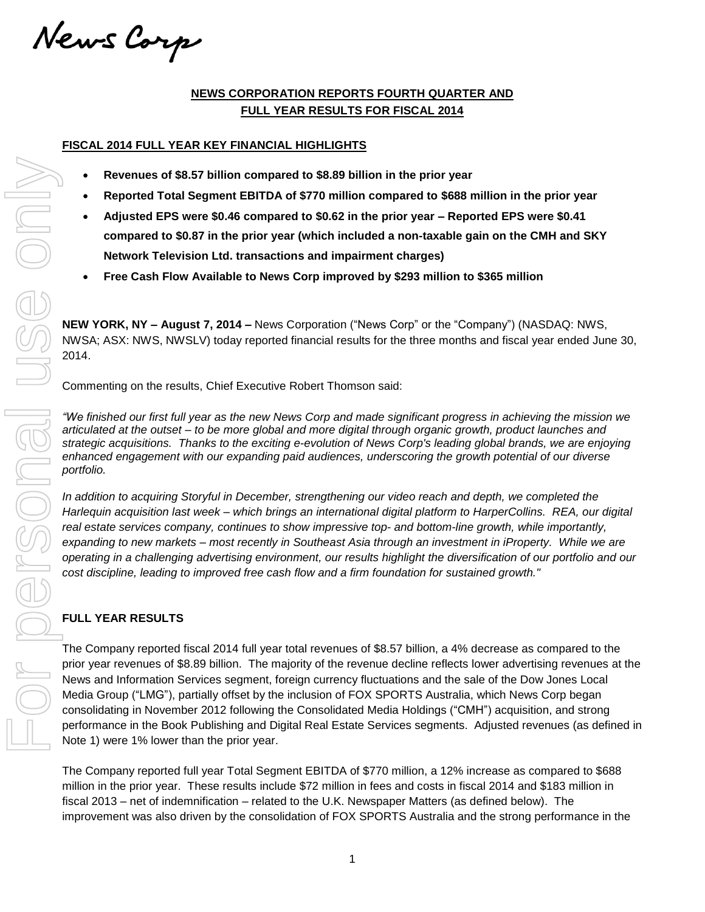News Corp

**NEWS CORPORATION REPORTS FOURTH QUARTER AND FULL YEAR RESULTS FOR FISCAL 2014**

**FISCAL 2014 FULL YEAR KEY FINANCIAL HIGHLIGHTS**

- **Revenues of $8.57 billion compared to $8.89 billion in the prior year**
- **Reported Total Segment EBITDA of $770 million compared to $688 million in the prior year**
- **Adjusted EPS were $0.46 compared to $0.62 in the prior year – Reported EPS were $0.41 compared to $0.87 in the prior year (which included a non-taxable gain on the CMH and SKY Network Television Ltd. transactions and impairment charges)**
- **Free Cash Flow Available to News Corp improved by $293 million to $365 million**

**NEW YORK, NY – August 7, 2014 –** News Corporation ("News Corp" or the "Company") (NASDAQ: NWS, NWSA; ASX: NWS, NWSLV) today reported financial results for the three months and fiscal year ended June 30, 2014.

Commenting on the results, Chief Executive Robert Thomson said:

*"We finished our first full year as the new News Corp and made significant progress in achieving the mission we articulated at the outset – to be more global and more digital through organic growth, product launches and strategic acquisitions. Thanks to the exciting e-evolution of News Corp's leading global brands, we are enjoying enhanced engagement with our expanding paid audiences, underscoring the growth potential of our diverse portfolio.*

*In addition to acquiring Storyful in December, strengthening our video reach and depth, we completed the Harlequin acquisition last week – which brings an international digital platform to HarperCollins. REA, our digital real estate services company, continues to show impressive top- and bottom-line growth, while importantly, expanding to new markets – most recently in Southeast Asia through an investment in iProperty. While we are operating in a challenging advertising environment, our results highlight the diversification of our portfolio and our cost discipline, leading to improved free cash flow and a firm foundation for sustained growth."*

**FULL YEAR RESULTS**

The Company reported fiscal 2014 full year total revenues of $8.57 billion, a 4% decrease as compared to the prior year revenues of $8.89 billion. The majority of the revenue decline reflects lower advertising revenues at the News and Information Services segment, foreign currency fluctuations and the sale of the Dow Jones Local Media Group ("LMG"), partially offset by the inclusion of FOX SPORTS Australia, which News Corp began consolidating in November 2012 following the Consolidated Media Holdings ("CMH") acquisition, and strong performance in the Book Publishing and Digital Real Estate Services segments. Adjusted revenues (as defined in Note 1) were 1% lower than the prior year.

The Company reported full year Total Segment EBITDA of $770 million, a 12% increase as compared to $688 million in the prior year. These results include $72 million in fees and costs in fiscal 2014 and $183 million in fiscal 2013 – net of indemnification – related to the U.K. Newspaper Matters (as defined below). The improvement was also driven by the consolidation of FOX SPORTS Australia and the strong performance in the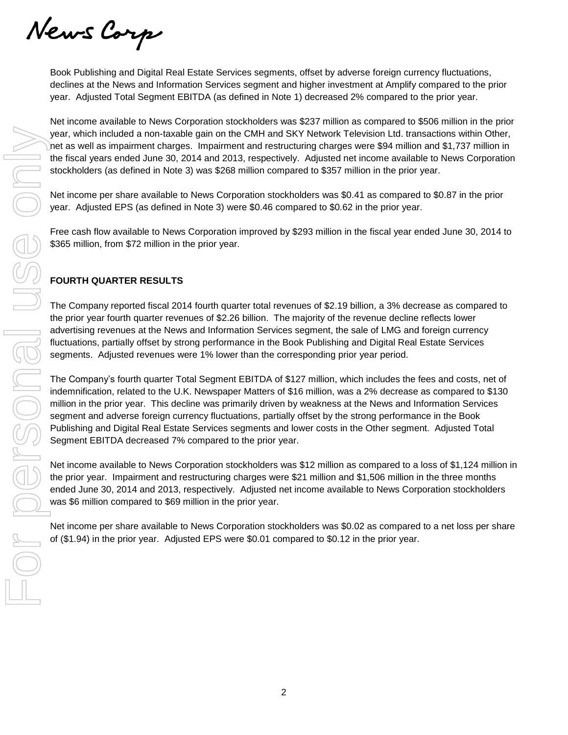Book Publishing and Digital Real Estate Services segments, offset by adverse foreign currency fluctuations, declines at the News and Information Services segment and higher investment at Amplify compared to the prior year. Adjusted Total Segment EBITDA (as defined in Note 1) decreased 2% compared to the prior year.

Net income available to News Corporation stockholders was $237 million as compared to $506 million in the prior year, which included a non-taxable gain on the CMH and SKY Network Television Ltd. transactions within Other, net as well as impairment charges. Impairment and restructuring charges were $94 million and $1,737 million in the fiscal years ended June 30, 2014 and 2013, respectively. Adjusted net income available to News Corporation stockholders (as defined in Note 3) was $268 million compared to $357 million in the prior year.

Net income per share available to News Corporation stockholders was $0.41 as compared to $0.87 in the prior year. Adjusted EPS (as defined in Note 3) were $0.46 compared to $0.62 in the prior year.

Free cash flow available to News Corporation improved by $293 million in the fiscal year ended June 30, 2014 to $365 million, from $72 million in the prior year.

**FOURTH QUARTER RESULTS**

The Company reported fiscal 2014 fourth quarter total revenues of $2.19 billion, a 3% decrease as compared to the prior year fourth quarter revenues of $2.26 billion. The majority of the revenue decline reflects lower advertising revenues at the News and Information Services segment, the sale of LMG and foreign currency fluctuations, partially offset by strong performance in the Book Publishing and Digital Real Estate Services segments. Adjusted revenues were 1% lower than the corresponding prior year period.

The Company's fourth quarter Total Segment EBITDA of $127 million, which includes the fees and costs, net of indemnification, related to the U.K. Newspaper Matters of $16 million, was a 2% decrease as compared to $130 million in the prior year. This decline was primarily driven by weakness at the News and Information Services segment and adverse foreign currency fluctuations, partially offset by the strong performance in the Book Publishing and Digital Real Estate Services segments and lower costs in the Other segment. Adjusted Total Segment EBITDA decreased 7% compared to the prior year.

Net income available to News Corporation stockholders was $12 million as compared to a loss of $1,124 million in the prior year. Impairment and restructuring charges were $21 million and $1,506 million in the three months ended June 30, 2014 and 2013, respectively. Adjusted net income available to News Corporation stockholders was $6 million compared to $69 million in the prior year.

Net income per share available to News Corporation stockholders was $0.02 as compared to a net loss per share of ($1.94) in the prior year. Adjusted EPS were $0.01 compared to $0.12 in the prior year.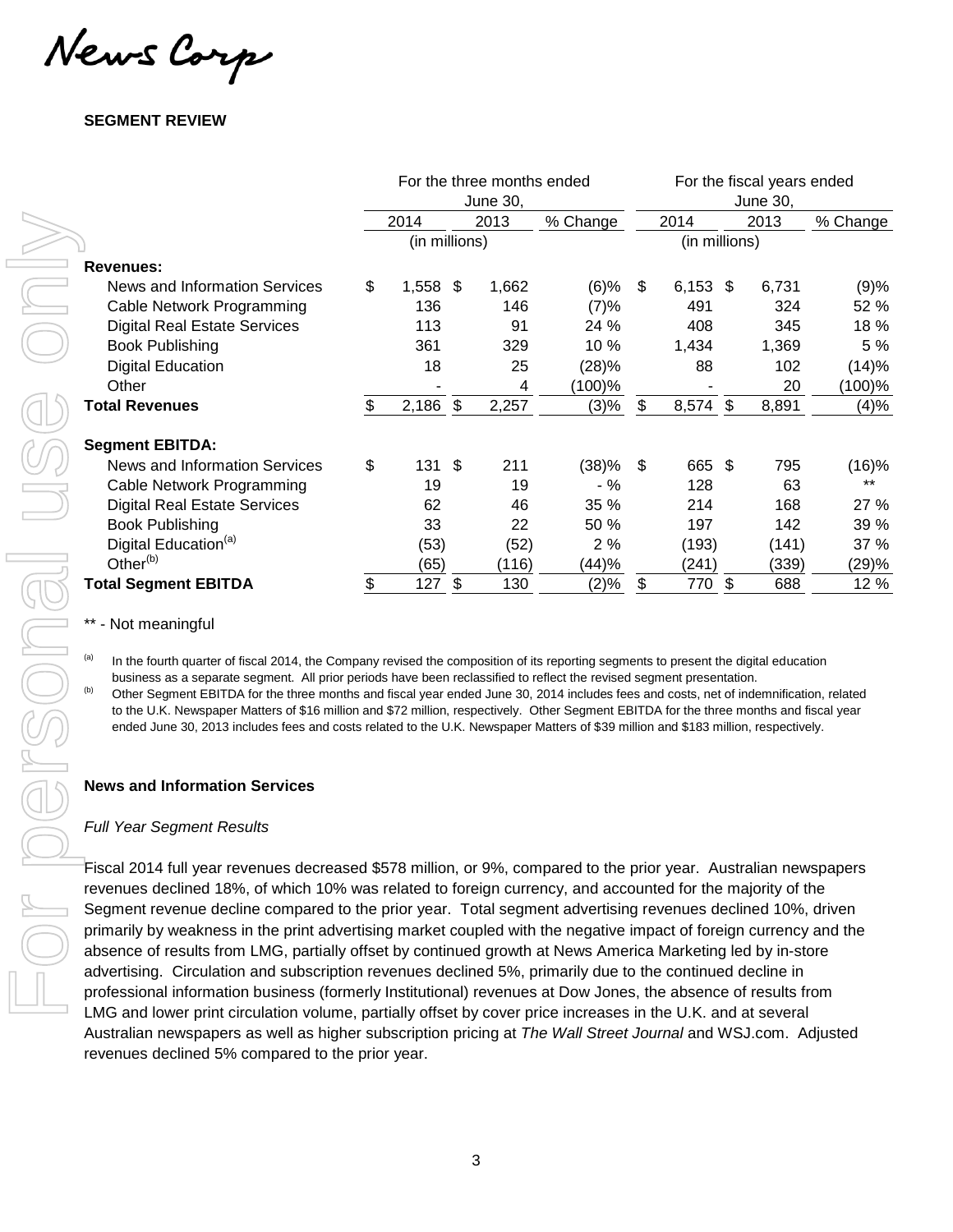## SEGMENT REVIEW

| | For the three months ended June 30, | | | For the fiscal years ended June 30, | | |
|---|---|---|---|---|---|---|
| | 2014 | 2013 | % Change | 2014 | 2013 | % Change |
| | (in millions) | | | (in millions) | | |
| **Revenues:** | | | | | | |
| News and Information Services | $ 1,558 | $ 1,662 | (6)% | $ 6,153 | $ 6,731 | (9)% |
| Cable Network Programming | 136 | 146 | (7)% | 491 | 324 | 52 % |
| Digital Real Estate Services | 113 | 91 | 24 % | 408 | 345 | 18 % |
| Book Publishing | 361 | 329 | 10 % | 1,434 | 1,369 | 5 % |
| Digital Education | 18 | 25 | (28)% | 88 | 102 | (14)% |
| Other | - | 4 | (100)% | - | 20 | (100)% |
| **Total Revenues** | $ 2,186 | $ 2,257 | (3)% | $ 8,574 | $ 8,891 | (4)% |
| **Segment EBITDA:** | | | | | | |
| News and Information Services | $ 131 | $ 211 | (38)% | $ 665 | $ 795 | (16)% |
| Cable Network Programming | 19 | 19 | - % | 128 | 63 | ** |
| Digital Real Estate Services | 62 | 46 | 35 % | 214 | 168 | 27 % |
| Book Publishing | 33 | 22 | 50 % | 197 | 142 | 39 % |
| Digital Education[(a)] | (53) | (52) | 2 % | (193) | (141) | 37 % |
| Other[(b)] | (65) | (116) | (44)% | (241) | (339) | (29)% |
| **Total Segment EBITDA** | $ 127 | $ 130 | (2)% | $ 770 | $ 688 | 12 % |

** - Not meaningful

(a) In the fourth quarter of fiscal 2014, the Company revised the composition of its reporting segments to present the digital education business as a separate segment. All prior periods have been reclassified to reflect the revised segment presentation.

(b) Other Segment EBITDA for the three months and fiscal year ended June 30, 2014 includes fees and costs, net of indemnification, related to the U.K. Newspaper Matters of $16 million and $72 million, respectively. Other Segment EBITDA for the three months and fiscal year ended June 30, 2013 includes fees and costs related to the U.K. Newspaper Matters of $39 million and $183 million, respectively.

### News and Information Services

*Full Year Segment Results*

Fiscal 2014 full year revenues decreased $578 million, or 9%, compared to the prior year. Australian newspapers revenues declined 18%, of which 10% was related to foreign currency, and accounted for the majority of the Segment revenue decline compared to the prior year. Total segment advertising revenues declined 10%, driven primarily by weakness in the print advertising market coupled with the negative impact of foreign currency and the absence of results from LMG, partially offset by continued growth at News America Marketing led by in-store advertising. Circulation and subscription revenues declined 5%, primarily due to the continued decline in professional information business (formerly Institutional) revenues at Dow Jones, the absence of results from LMG and lower print circulation volume, partially offset by cover price increases in the U.K. and at several Australian newspapers as well as higher subscription pricing at *The Wall Street Journal* and WSJ.com. Adjusted revenues declined 5% compared to the prior year.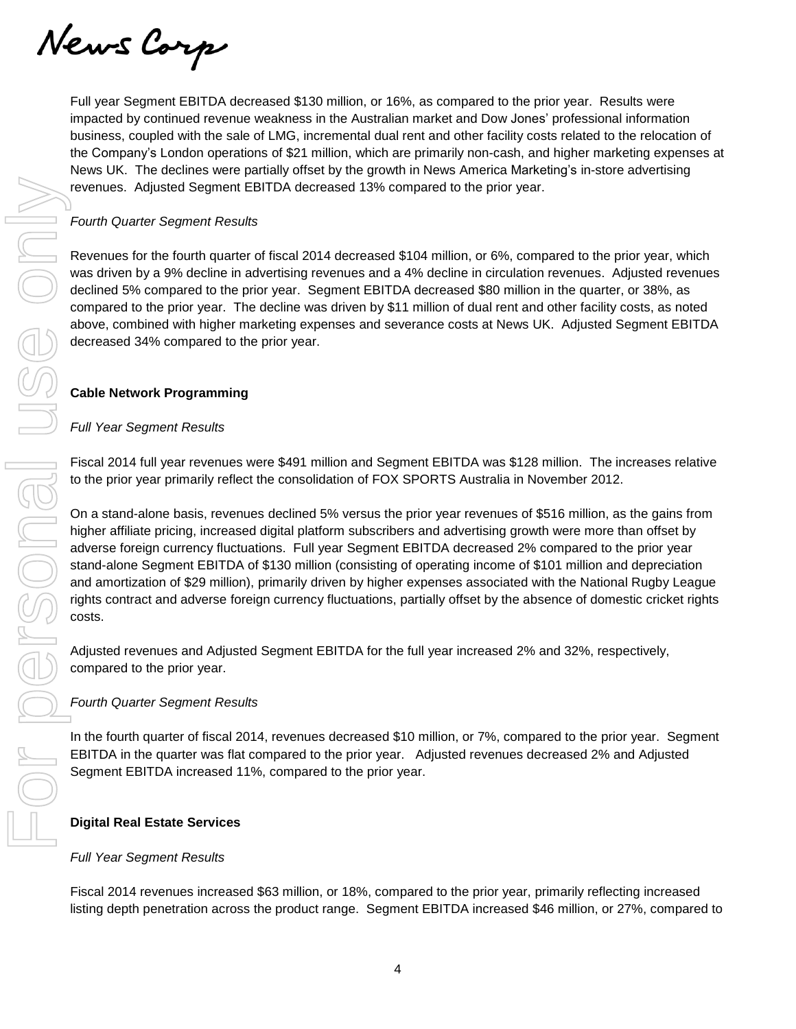Full year Segment EBITDA decreased $130 million, or 16%, as compared to the prior year. Results were impacted by continued revenue weakness in the Australian market and Dow Jones' professional information business, coupled with the sale of LMG, incremental dual rent and other facility costs related to the relocation of the Company's London operations of $21 million, which are primarily non-cash, and higher marketing expenses at News UK. The declines were partially offset by the growth in News America Marketing's in-store advertising revenues. Adjusted Segment EBITDA decreased 13% compared to the prior year.

*Fourth Quarter Segment Results*

Revenues for the fourth quarter of fiscal 2014 decreased $104 million, or 6%, compared to the prior year, which was driven by a 9% decline in advertising revenues and a 4% decline in circulation revenues. Adjusted revenues declined 5% compared to the prior year. Segment EBITDA decreased $80 million in the quarter, or 38%, as compared to the prior year. The decline was driven by $11 million of dual rent and other facility costs, as noted above, combined with higher marketing expenses and severance costs at News UK. Adjusted Segment EBITDA decreased 34% compared to the prior year.

**Cable Network Programming**

*Full Year Segment Results*

Fiscal 2014 full year revenues were $491 million and Segment EBITDA was $128 million. The increases relative to the prior year primarily reflect the consolidation of FOX SPORTS Australia in November 2012.

On a stand-alone basis, revenues declined 5% versus the prior year revenues of $516 million, as the gains from higher affiliate pricing, increased digital platform subscribers and advertising growth were more than offset by adverse foreign currency fluctuations. Full year Segment EBITDA decreased 2% compared to the prior year stand-alone Segment EBITDA of $130 million (consisting of operating income of $101 million and depreciation and amortization of $29 million), primarily driven by higher expenses associated with the National Rugby League rights contract and adverse foreign currency fluctuations, partially offset by the absence of domestic cricket rights costs.

Adjusted revenues and Adjusted Segment EBITDA for the full year increased 2% and 32%, respectively, compared to the prior year.

*Fourth Quarter Segment Results*

In the fourth quarter of fiscal 2014, revenues decreased $10 million, or 7%, compared to the prior year. Segment EBITDA in the quarter was flat compared to the prior year. Adjusted revenues decreased 2% and Adjusted Segment EBITDA increased 11%, compared to the prior year.

**Digital Real Estate Services**

*Full Year Segment Results*

Fiscal 2014 revenues increased $63 million, or 18%, compared to the prior year, primarily reflecting increased listing depth penetration across the product range. Segment EBITDA increased $46 million, or 27%, compared to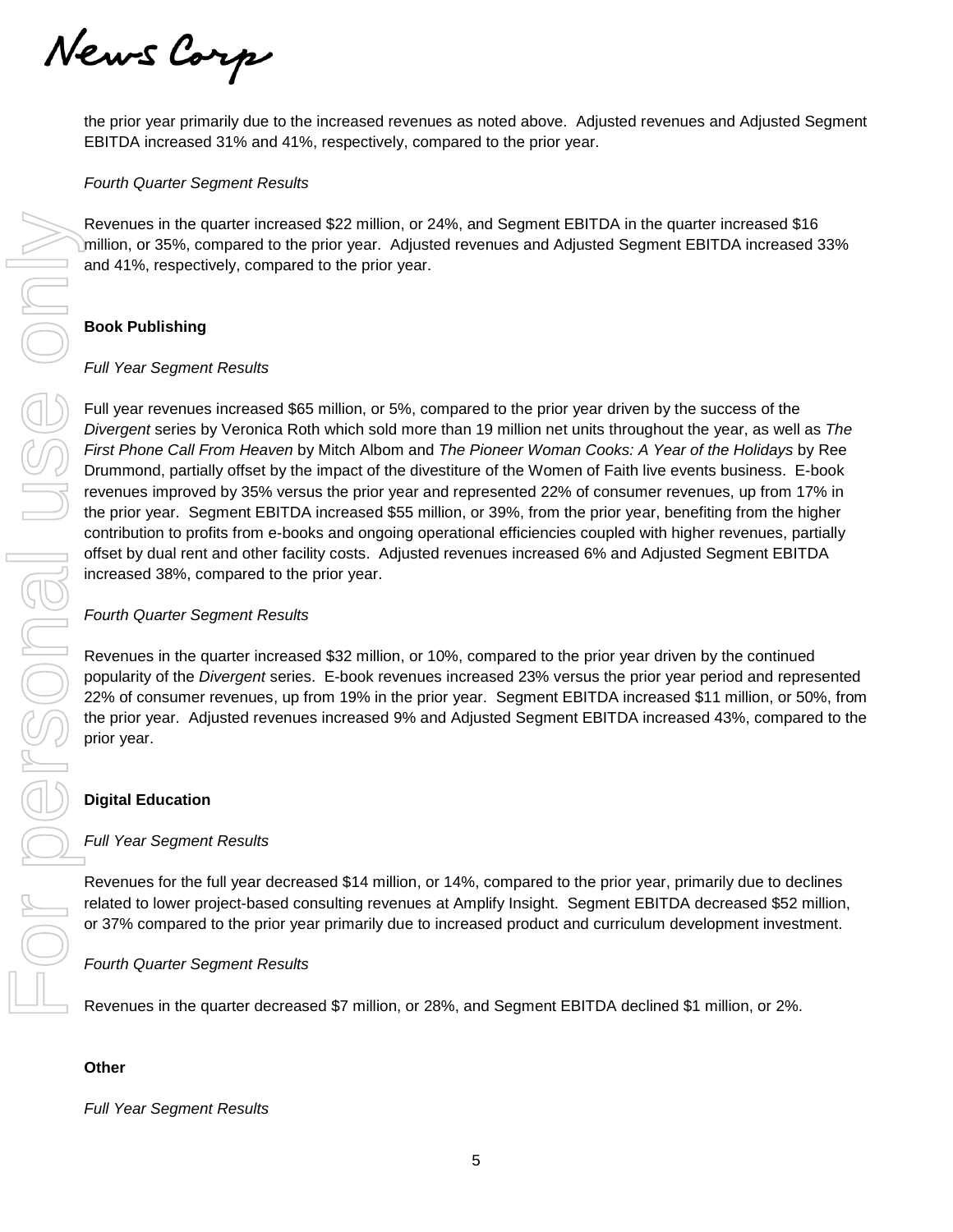the prior year primarily due to the increased revenues as noted above. Adjusted revenues and Adjusted Segment EBITDA increased 31% and 41%, respectively, compared to the prior year.

*Fourth Quarter Segment Results*

Revenues in the quarter increased $22 million, or 24%, and Segment EBITDA in the quarter increased $16 million, or 35%, compared to the prior year. Adjusted revenues and Adjusted Segment EBITDA increased 33% and 41%, respectively, compared to the prior year.

**Book Publishing**

*Full Year Segment Results*

Full year revenues increased $65 million, or 5%, compared to the prior year driven by the success of the *Divergent* series by Veronica Roth which sold more than 19 million net units throughout the year, as well as *The First Phone Call From Heaven* by Mitch Albom and *The Pioneer Woman Cooks: A Year of the Holidays* by Ree Drummond, partially offset by the impact of the divestiture of the Women of Faith live events business. E-book revenues improved by 35% versus the prior year and represented 22% of consumer revenues, up from 17% in the prior year. Segment EBITDA increased $55 million, or 39%, from the prior year, benefiting from the higher contribution to profits from e-books and ongoing operational efficiencies coupled with higher revenues, partially offset by dual rent and other facility costs. Adjusted revenues increased 6% and Adjusted Segment EBITDA increased 38%, compared to the prior year.

*Fourth Quarter Segment Results*

Revenues in the quarter increased $32 million, or 10%, compared to the prior year driven by the continued popularity of the *Divergent* series. E-book revenues increased 23% versus the prior year period and represented 22% of consumer revenues, up from 19% in the prior year. Segment EBITDA increased $11 million, or 50%, from the prior year. Adjusted revenues increased 9% and Adjusted Segment EBITDA increased 43%, compared to the prior year.

**Digital Education**

*Full Year Segment Results*

Revenues for the full year decreased $14 million, or 14%, compared to the prior year, primarily due to declines related to lower project-based consulting revenues at Amplify Insight. Segment EBITDA decreased $52 million, or 37% compared to the prior year primarily due to increased product and curriculum development investment.

*Fourth Quarter Segment Results*

Revenues in the quarter decreased $7 million, or 28%, and Segment EBITDA declined $1 million, or 2%.

**Other**

*Full Year Segment Results*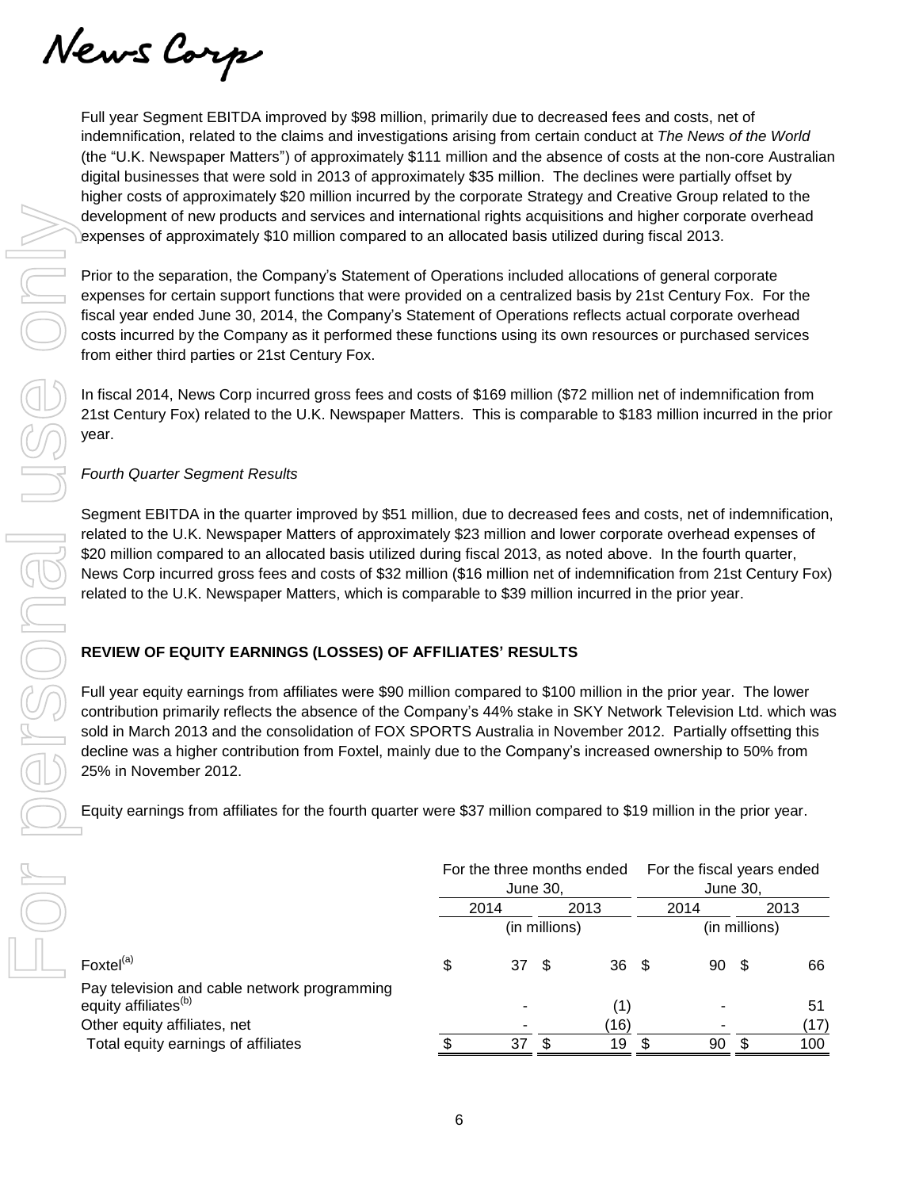Full year Segment EBITDA improved by $98 million, primarily due to decreased fees and costs, net of indemnification, related to the claims and investigations arising from certain conduct at *The News of the World* (the "U.K. Newspaper Matters") of approximately $111 million and the absence of costs at the non-core Australian digital businesses that were sold in 2013 of approximately $35 million. The declines were partially offset by higher costs of approximately $20 million incurred by the corporate Strategy and Creative Group related to the development of new products and services and international rights acquisitions and higher corporate overhead expenses of approximately $10 million compared to an allocated basis utilized during fiscal 2013.

Prior to the separation, the Company's Statement of Operations included allocations of general corporate expenses for certain support functions that were provided on a centralized basis by 21st Century Fox. For the fiscal year ended June 30, 2014, the Company's Statement of Operations reflects actual corporate overhead costs incurred by the Company as it performed these functions using its own resources or purchased services from either third parties or 21st Century Fox.

In fiscal 2014, News Corp incurred gross fees and costs of $169 million ($72 million net of indemnification from 21st Century Fox) related to the U.K. Newspaper Matters. This is comparable to $183 million incurred in the prior year.

*Fourth Quarter Segment Results*

Segment EBITDA in the quarter improved by $51 million, due to decreased fees and costs, net of indemnification, related to the U.K. Newspaper Matters of approximately $23 million and lower corporate overhead expenses of $20 million compared to an allocated basis utilized during fiscal 2013, as noted above. In the fourth quarter, News Corp incurred gross fees and costs of $32 million ($16 million net of indemnification from 21st Century Fox) related to the U.K. Newspaper Matters, which is comparable to $39 million incurred in the prior year.

**REVIEW OF EQUITY EARNINGS (LOSSES) OF AFFILIATES' RESULTS**

Full year equity earnings from affiliates were $90 million compared to $100 million in the prior year. The lower contribution primarily reflects the absence of the Company's 44% stake in SKY Network Television Ltd. which was sold in March 2013 and the consolidation of FOX SPORTS Australia in November 2012. Partially offsetting this decline was a higher contribution from Foxtel, mainly due to the Company's increased ownership to 50% from 25% in November 2012.

Equity earnings from affiliates for the fourth quarter were $37 million compared to $19 million in the prior year.

| | For the three months ended June 30, | | For the fiscal years ended June 30, | |
|---|---|---|---|---|
| | 2014 | 2013 | 2014 | 2013 |
| | (in millions) | | (in millions) | |
| Foxtel[(a)] | $ 37 | $ 36 | $ 90 | $ 66 |
| Pay television and cable network programming equity affiliates[(b)] | - | (1) | - | 51 |
| Other equity affiliates, net | - | (16) | - | (17) |
| Total equity earnings of affiliates | $ 37 | $ 19 | $ 90 | $ 100 |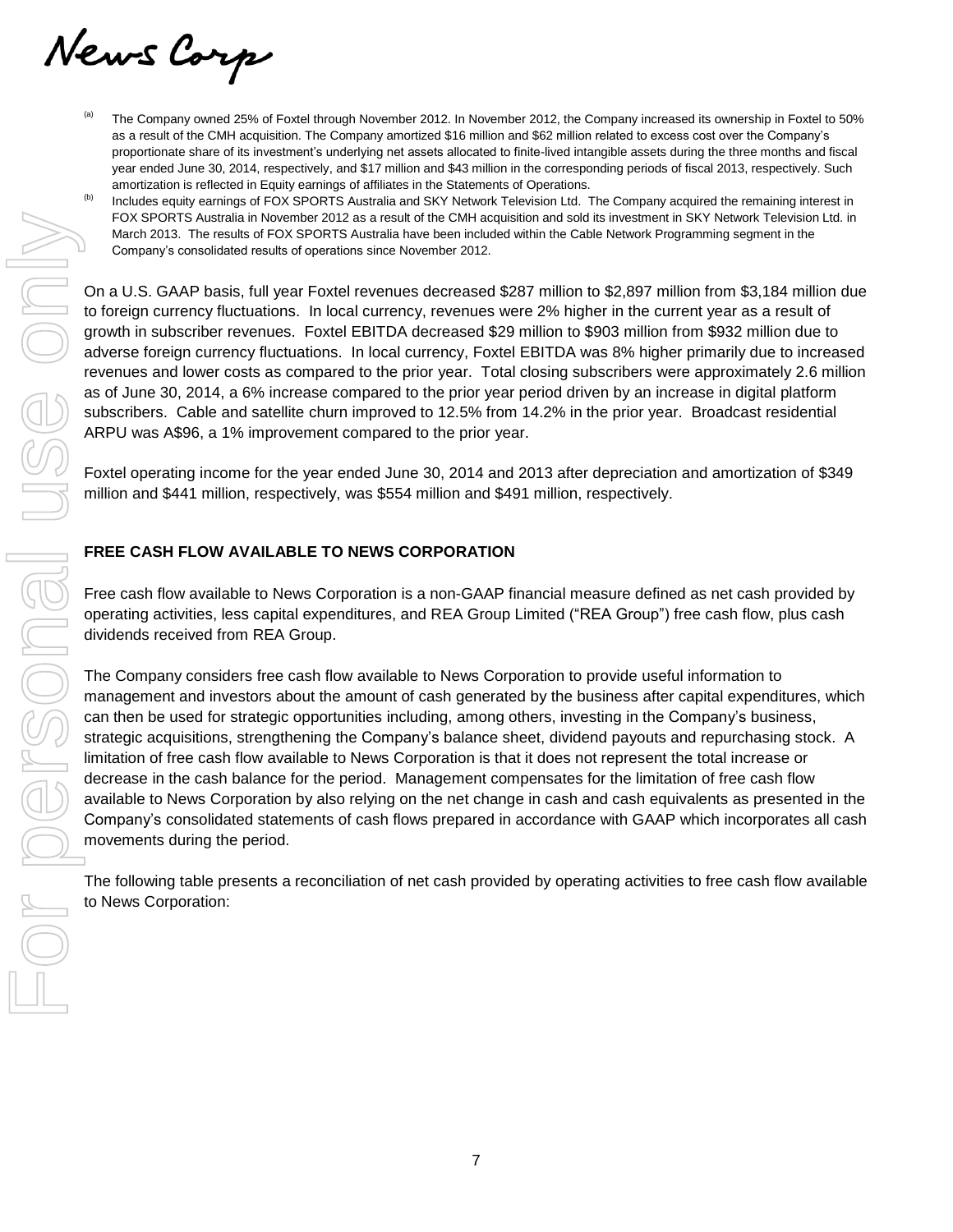(a) The Company owned 25% of Foxtel through November 2012. In November 2012, the Company increased its ownership in Foxtel to 50% as a result of the CMH acquisition. The Company amortized $16 million and $62 million related to excess cost over the Company's proportionate share of its investment's underlying net assets allocated to finite-lived intangible assets during the three months and fiscal year ended June 30, 2014, respectively, and $17 million and $43 million in the corresponding periods of fiscal 2013, respectively. Such amortization is reflected in Equity earnings of affiliates in the Statements of Operations.

(b) Includes equity earnings of FOX SPORTS Australia and SKY Network Television Ltd. The Company acquired the remaining interest in FOX SPORTS Australia in November 2012 as a result of the CMH acquisition and sold its investment in SKY Network Television Ltd. in March 2013. The results of FOX SPORTS Australia have been included within the Cable Network Programming segment in the Company's consolidated results of operations since November 2012.

On a U.S. GAAP basis, full year Foxtel revenues decreased $287 million to $2,897 million from $3,184 million due to foreign currency fluctuations. In local currency, revenues were 2% higher in the current year as a result of growth in subscriber revenues. Foxtel EBITDA decreased $29 million to $903 million from $932 million due to adverse foreign currency fluctuations. In local currency, Foxtel EBITDA was 8% higher primarily due to increased revenues and lower costs as compared to the prior year. Total closing subscribers were approximately 2.6 million as of June 30, 2014, a 6% increase compared to the prior year period driven by an increase in digital platform subscribers. Cable and satellite churn improved to 12.5% from 14.2% in the prior year. Broadcast residential ARPU was A$96, a 1% improvement compared to the prior year.

Foxtel operating income for the year ended June 30, 2014 and 2013 after depreciation and amortization of $349 million and $441 million, respectively, was $554 million and $491 million, respectively.

## FREE CASH FLOW AVAILABLE TO NEWS CORPORATION

Free cash flow available to News Corporation is a non-GAAP financial measure defined as net cash provided by operating activities, less capital expenditures, and REA Group Limited ("REA Group") free cash flow, plus cash dividends received from REA Group.

The Company considers free cash flow available to News Corporation to provide useful information to management and investors about the amount of cash generated by the business after capital expenditures, which can then be used for strategic opportunities including, among others, investing in the Company's business, strategic acquisitions, strengthening the Company's balance sheet, dividend payouts and repurchasing stock. A limitation of free cash flow available to News Corporation is that it does not represent the total increase or decrease in the cash balance for the period. Management compensates for the limitation of free cash flow available to News Corporation by also relying on the net change in cash and cash equivalents as presented in the Company's consolidated statements of cash flows prepared in accordance with GAAP which incorporates all cash movements during the period.

The following table presents a reconciliation of net cash provided by operating activities to free cash flow available to News Corporation: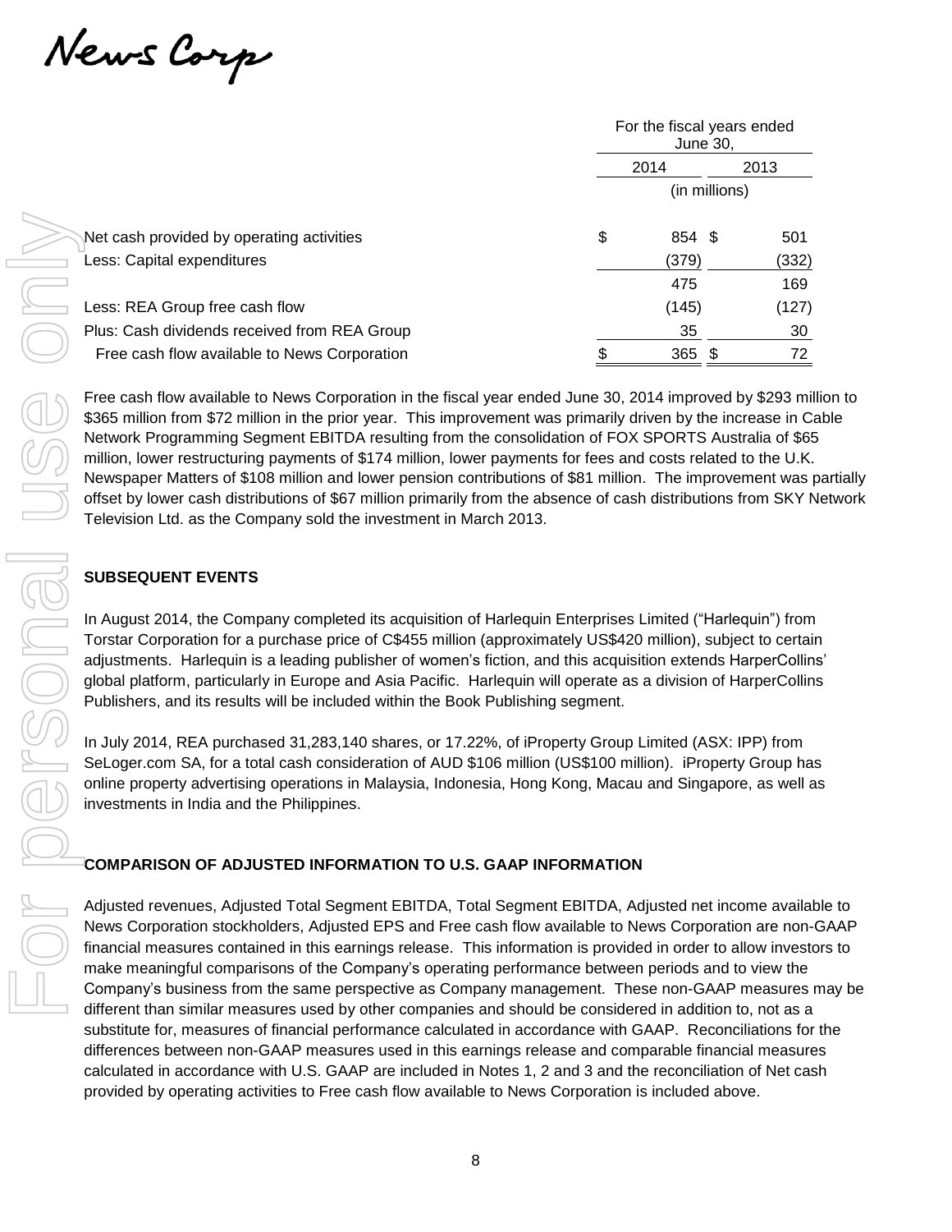| | For the fiscal years ended June 30, | |
|---|---|---|
| | 2014 | 2013 |
| | (in millions) | |
| Net cash provided by operating activities | $ 854 | $ 501 |
| Less: Capital expenditures | (379) | (332) |
| | 475 | 169 |
| Less: REA Group free cash flow | (145) | (127) |
| Plus: Cash dividends received from REA Group | 35 | 30 |
| Free cash flow available to News Corporation | $ 365 | $ 72 |

Free cash flow available to News Corporation in the fiscal year ended June 30, 2014 improved by $293 million to $365 million from $72 million in the prior year. This improvement was primarily driven by the increase in Cable Network Programming Segment EBITDA resulting from the consolidation of FOX SPORTS Australia of $65 million, lower restructuring payments of $174 million, lower payments for fees and costs related to the U.K. Newspaper Matters of $108 million and lower pension contributions of $81 million. The improvement was partially offset by lower cash distributions of $67 million primarily from the absence of cash distributions from SKY Network Television Ltd. as the Company sold the investment in March 2013.

## SUBSEQUENT EVENTS

In August 2014, the Company completed its acquisition of Harlequin Enterprises Limited ("Harlequin") from Torstar Corporation for a purchase price of C$455 million (approximately US$420 million), subject to certain adjustments. Harlequin is a leading publisher of women's fiction, and this acquisition extends HarperCollins' global platform, particularly in Europe and Asia Pacific. Harlequin will operate as a division of HarperCollins Publishers, and its results will be included within the Book Publishing segment.

In July 2014, REA purchased 31,283,140 shares, or 17.22%, of iProperty Group Limited (ASX: IPP) from SeLoger.com SA, for a total cash consideration of AUD $106 million (US$100 million). iProperty Group has online property advertising operations in Malaysia, Indonesia, Hong Kong, Macau and Singapore, as well as investments in India and the Philippines.

## COMPARISON OF ADJUSTED INFORMATION TO U.S. GAAP INFORMATION

Adjusted revenues, Adjusted Total Segment EBITDA, Total Segment EBITDA, Adjusted net income available to News Corporation stockholders, Adjusted EPS and Free cash flow available to News Corporation are non-GAAP financial measures contained in this earnings release. This information is provided in order to allow investors to make meaningful comparisons of the Company's operating performance between periods and to view the Company's business from the same perspective as Company management. These non-GAAP measures may be different than similar measures used by other companies and should be considered in addition to, not as a substitute for, measures of financial performance calculated in accordance with GAAP. Reconciliations for the differences between non-GAAP measures used in this earnings release and comparable financial measures calculated in accordance with U.S. GAAP are included in Notes 1, 2 and 3 and the reconciliation of Net cash provided by operating activities to Free cash flow available to News Corporation is included above.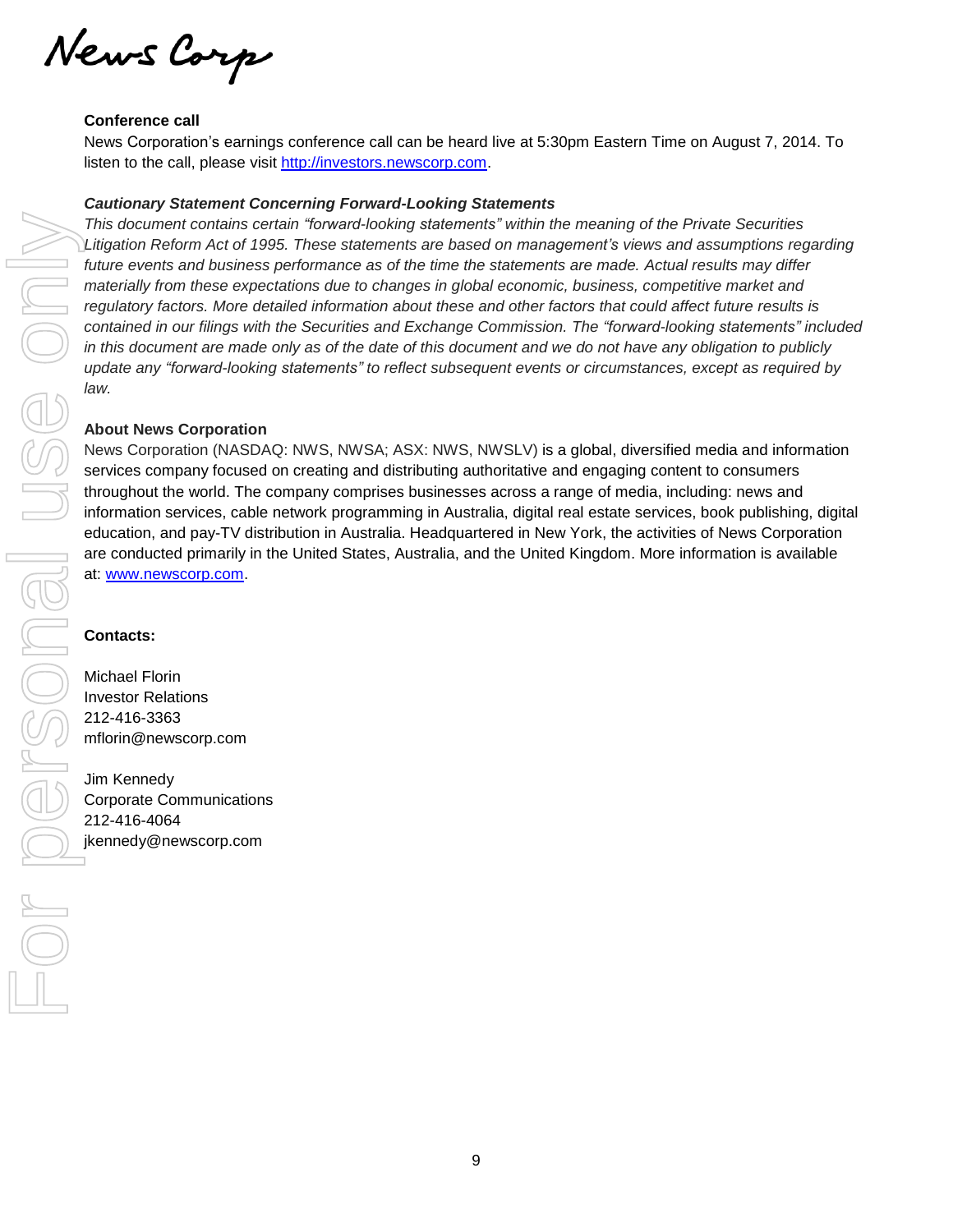**Conference call**

News Corporation's earnings conference call can be heard live at 5:30pm Eastern Time on August 7, 2014. To listen to the call, please visit [http://investors.newscorp.com](http://investors.newscorp.com).

***Cautionary Statement Concerning Forward-Looking Statements***

*This document contains certain "forward-looking statements" within the meaning of the Private Securities Litigation Reform Act of 1995. These statements are based on management's views and assumptions regarding future events and business performance as of the time the statements are made. Actual results may differ materially from these expectations due to changes in global economic, business, competitive market and regulatory factors. More detailed information about these and other factors that could affect future results is contained in our filings with the Securities and Exchange Commission. The "forward-looking statements" included in this document are made only as of the date of this document and we do not have any obligation to publicly update any "forward-looking statements" to reflect subsequent events or circumstances, except as required by law.*

**About News Corporation**

News Corporation (NASDAQ: NWS, NWSA; ASX: NWS, NWSLV) is a global, diversified media and information services company focused on creating and distributing authoritative and engaging content to consumers throughout the world. The company comprises businesses across a range of media, including: news and information services, cable network programming in Australia, digital real estate services, book publishing, digital education, and pay-TV distribution in Australia. Headquartered in New York, the activities of News Corporation are conducted primarily in the United States, Australia, and the United Kingdom. More information is available at: [www.newscorp.com](http://www.newscorp.com).

**Contacts:**

Michael Florin
Investor Relations
212-416-3363
mflorin@newscorp.com

Jim Kennedy
Corporate Communications
212-416-4064
jkennedy@newscorp.com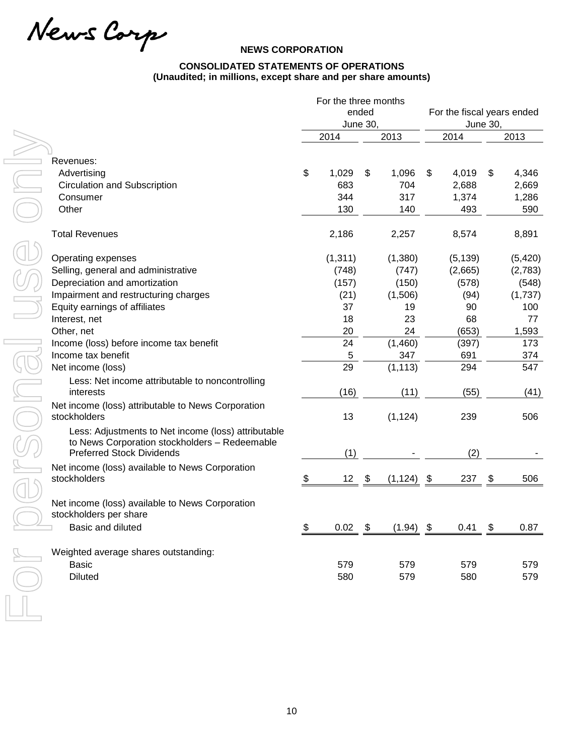News Corp

# NEWS CORPORATION

## CONSOLIDATED STATEMENTS OF OPERATIONS
**(Unaudited; in millions, except share and per share amounts)**

| | For the three months ended June 30, | | For the fiscal years ended June 30, | |
|---|---|---|---|---|
| | 2014 | 2013 | 2014 | 2013 |
| Revenues: | | | | |
| Advertising | $ 1,029 | $ 1,096 | $ 4,019 | $ 4,346 |
| Circulation and Subscription | 683 | 704 | 2,688 | 2,669 |
| Consumer | 344 | 317 | 1,374 | 1,286 |
| Other | 130 | 140 | 493 | 590 |
| Total Revenues | 2,186 | 2,257 | 8,574 | 8,891 |
| Operating expenses | (1,311) | (1,380) | (5,139) | (5,420) |
| Selling, general and administrative | (748) | (747) | (2,665) | (2,783) |
| Depreciation and amortization | (157) | (150) | (578) | (548) |
| Impairment and restructuring charges | (21) | (1,506) | (94) | (1,737) |
| Equity earnings of affiliates | 37 | 19 | 90 | 100 |
| Interest, net | 18 | 23 | 68 | 77 |
| Other, net | 20 | 24 | (653) | 1,593 |
| Income (loss) before income tax benefit | 24 | (1,460) | (397) | 173 |
| Income tax benefit | 5 | 347 | 691 | 374 |
| Net income (loss) | 29 | (1,113) | 294 | 547 |
| Less: Net income attributable to noncontrolling interests | (16) | (11) | (55) | (41) |
| Net income (loss) attributable to News Corporation stockholders | 13 | (1,124) | 239 | 506 |
| Less: Adjustments to Net income (loss) attributable to News Corporation stockholders – Redeemable Preferred Stock Dividends | (1) | - | (2) | - |
| Net income (loss) available to News Corporation stockholders | $ 12 | $ (1,124) | $ 237 | $ 506 |
| Net income (loss) available to News Corporation stockholders per share | | | | |
| Basic and diluted | $ 0.02 | $ (1.94) | $ 0.41 | $ 0.87 |
| Weighted average shares outstanding: | | | | |
| Basic | 579 | 579 | 579 | 579 |
| Diluted | 580 | 579 | 580 | 579 |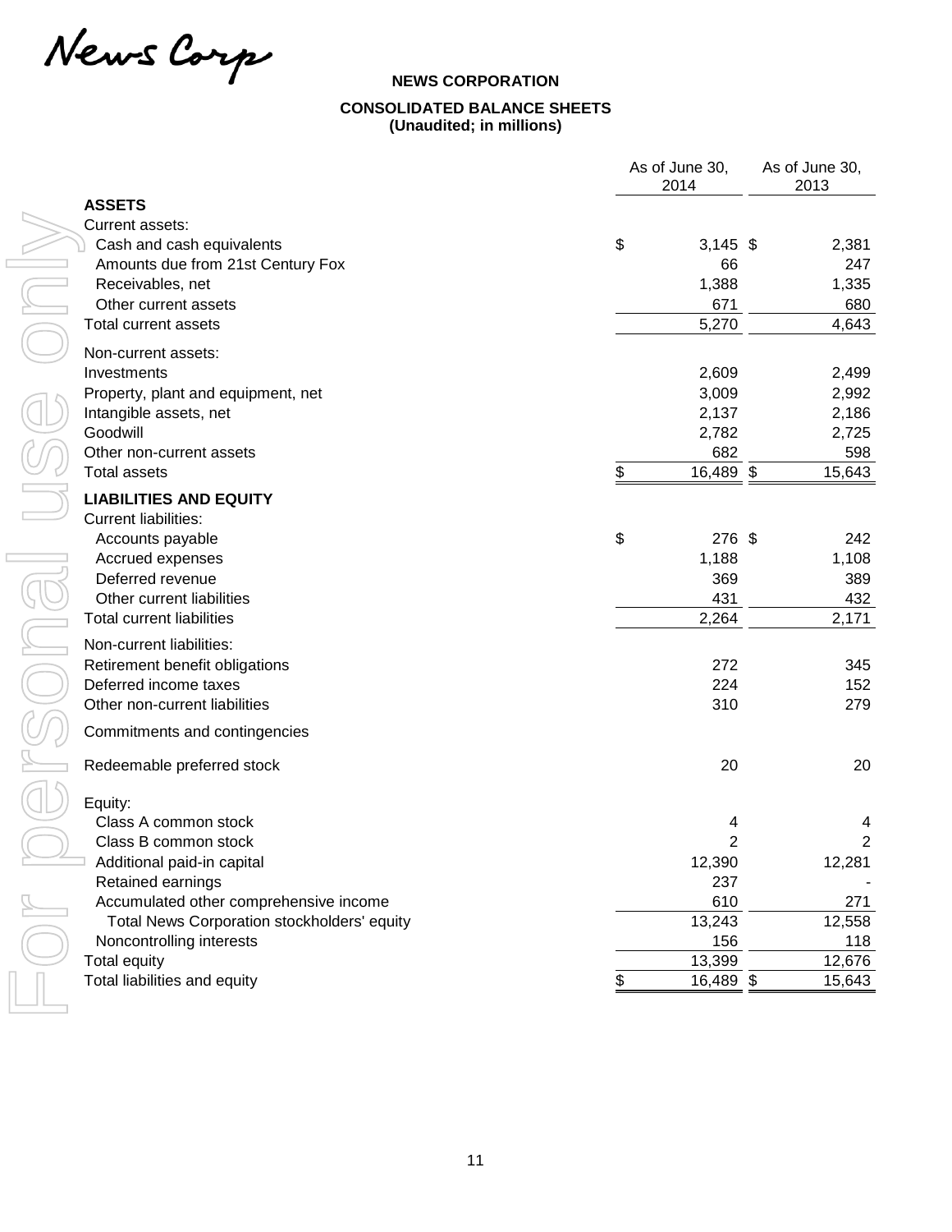News Corp

# NEWS CORPORATION

## CONSOLIDATED BALANCE SHEETS
**(Unaudited; in millions)**

| | As of June 30, 2014 | As of June 30, 2013 |
|---|---|---|
| **ASSETS** | | |
| Current assets: | | |
| Cash and cash equivalents | $ 3,145 | $ 2,381 |
| Amounts due from 21st Century Fox | 66 | 247 |
| Receivables, net | 1,388 | 1,335 |
| Other current assets | 671 | 680 |
| Total current assets | 5,270 | 4,643 |
| Non-current assets: | | |
| Investments | 2,609 | 2,499 |
| Property, plant and equipment, net | 3,009 | 2,992 |
| Intangible assets, net | 2,137 | 2,186 |
| Goodwill | 2,782 | 2,725 |
| Other non-current assets | 682 | 598 |
| Total assets | $ 16,489 | $ 15,643 |
| **LIABILITIES AND EQUITY** | | |
| Current liabilities: | | |
| Accounts payable | $ 276 | $ 242 |
| Accrued expenses | 1,188 | 1,108 |
| Deferred revenue | 369 | 389 |
| Other current liabilities | 431 | 432 |
| Total current liabilities | 2,264 | 2,171 |
| Non-current liabilities: | | |
| Retirement benefit obligations | 272 | 345 |
| Deferred income taxes | 224 | 152 |
| Other non-current liabilities | 310 | 279 |
| Commitments and contingencies | | |
| Redeemable preferred stock | 20 | 20 |
| Equity: | | |
| Class A common stock | 4 | 4 |
| Class B common stock | 2 | 2 |
| Additional paid-in capital | 12,390 | 12,281 |
| Retained earnings | 237 | - |
| Accumulated other comprehensive income | 610 | 271 |
| Total News Corporation stockholders' equity | 13,243 | 12,558 |
| Noncontrolling interests | 156 | 118 |
| Total equity | 13,399 | 12,676 |
| Total liabilities and equity | $ 16,489 | $ 15,643 |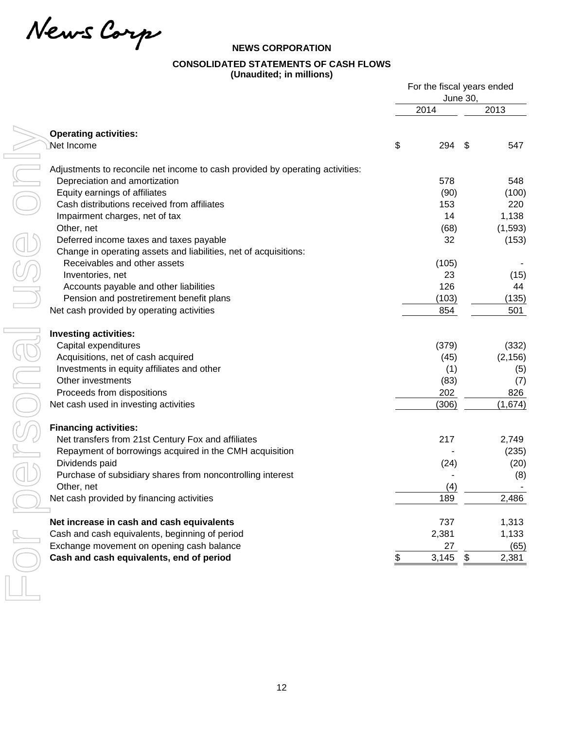News Corp

**NEWS CORPORATION**

**CONSOLIDATED STATEMENTS OF CASH FLOWS**
**(Unaudited; in millions)**

| | For the fiscal years ended June 30, | |
|---|---|---|
| | 2014 | 2013 |
| **Operating activities:** | | |
| Net Income | $ 294 | $ 547 |
| Adjustments to reconcile net income to cash provided by operating activities: | | |
| Depreciation and amortization | 578 | 548 |
| Equity earnings of affiliates | (90) | (100) |
| Cash distributions received from affiliates | 153 | 220 |
| Impairment charges, net of tax | 14 | 1,138 |
| Other, net | (68) | (1,593) |
| Deferred income taxes and taxes payable | 32 | (153) |
| Change in operating assets and liabilities, net of acquisitions: | | |
| Receivables and other assets | (105) | - |
| Inventories, net | 23 | (15) |
| Accounts payable and other liabilities | 126 | 44 |
| Pension and postretirement benefit plans | (103) | (135) |
| Net cash provided by operating activities | 854 | 501 |
| **Investing activities:** | | |
| Capital expenditures | (379) | (332) |
| Acquisitions, net of cash acquired | (45) | (2,156) |
| Investments in equity affiliates and other | (1) | (5) |
| Other investments | (83) | (7) |
| Proceeds from dispositions | 202 | 826 |
| Net cash used in investing activities | (306) | (1,674) |
| **Financing activities:** | | |
| Net transfers from 21st Century Fox and affiliates | 217 | 2,749 |
| Repayment of borrowings acquired in the CMH acquisition | - | (235) |
| Dividends paid | (24) | (20) |
| Purchase of subsidiary shares from noncontrolling interest | - | (8) |
| Other, net | (4) | - |
| Net cash provided by financing activities | 189 | 2,486 |
| **Net increase in cash and cash equivalents** | 737 | 1,313 |
| Cash and cash equivalents, beginning of period | 2,381 | 1,133 |
| Exchange movement on opening cash balance | 27 | (65) |
| **Cash and cash equivalents, end of period** | $ 3,145 | $ 2,381 |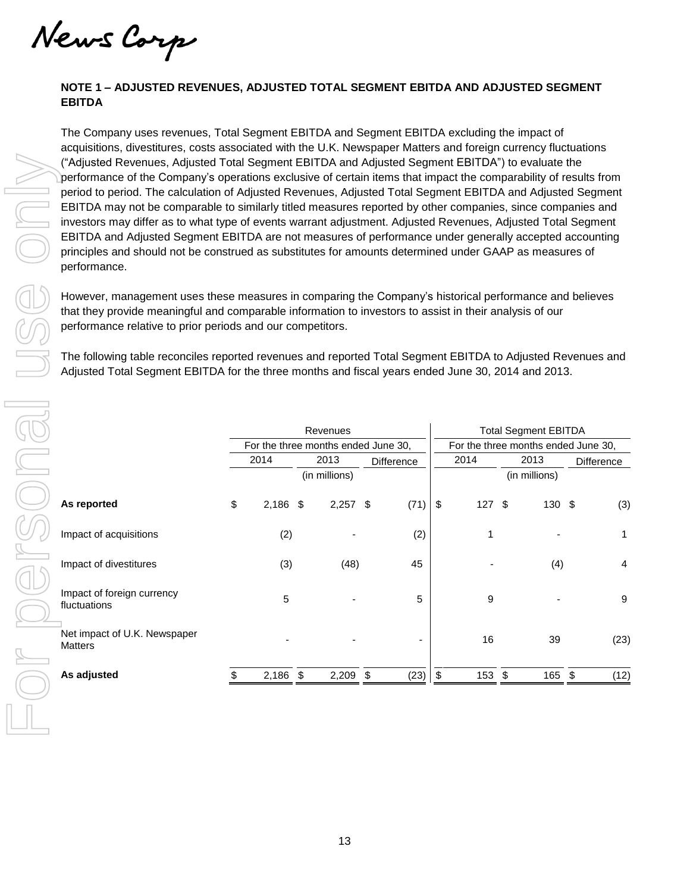**NOTE 1 – ADJUSTED REVENUES, ADJUSTED TOTAL SEGMENT EBITDA AND ADJUSTED SEGMENT EBITDA**

The Company uses revenues, Total Segment EBITDA and Segment EBITDA excluding the impact of acquisitions, divestitures, costs associated with the U.K. Newspaper Matters and foreign currency fluctuations ("Adjusted Revenues, Adjusted Total Segment EBITDA and Adjusted Segment EBITDA") to evaluate the performance of the Company's operations exclusive of certain items that impact the comparability of results from period to period. The calculation of Adjusted Revenues, Adjusted Total Segment EBITDA and Adjusted Segment EBITDA may not be comparable to similarly titled measures reported by other companies, since companies and investors may differ as to what type of events warrant adjustment. Adjusted Revenues, Adjusted Total Segment EBITDA and Adjusted Segment EBITDA are not measures of performance under generally accepted accounting principles and should not be construed as substitutes for amounts determined under GAAP as measures of performance.

However, management uses these measures in comparing the Company's historical performance and believes that they provide meaningful and comparable information to investors to assist in their analysis of our performance relative to prior periods and our competitors.

The following table reconciles reported revenues and reported Total Segment EBITDA to Adjusted Revenues and Adjusted Total Segment EBITDA for the three months and fiscal years ended June 30, 2014 and 2013.

| | Revenues | | | Total Segment EBITDA | | |
|---|---|---|---|---|---|---|
| | For the three months ended June 30, | | | For the three months ended June 30, | | |
| | 2014 | 2013 | Difference | 2014 | 2013 | Difference |
| | (in millions) | | | (in millions) | | |
| **As reported** | $ 2,186 | $ 2,257 | $ (71) | $ 127 | $ 130 | $ (3) |
| Impact of acquisitions | (2) | - | (2) | 1 | - | 1 |
| Impact of divestitures | (3) | (48) | 45 | - | (4) | 4 |
| Impact of foreign currency fluctuations | 5 | - | 5 | 9 | - | 9 |
| Net impact of U.K. Newspaper Matters | - | - | - | 16 | 39 | (23) |
| **As adjusted** | $ 2,186 | $ 2,209 | $ (23) | $ 153 | $ 165 | $ (12) |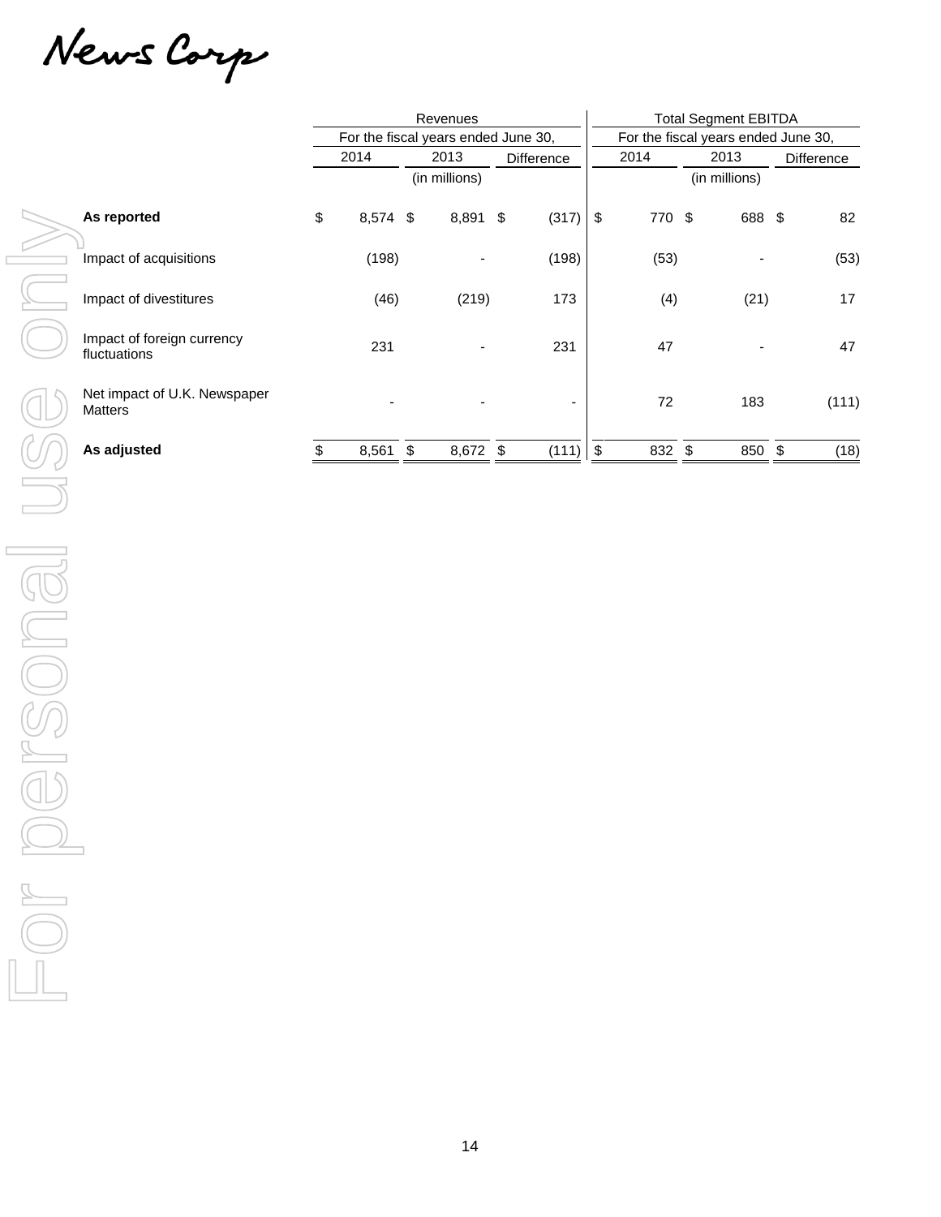| | Revenues | | | Total Segment EBITDA | | |
|---|---|---|---|---|---|---|
| | For the fiscal years ended June 30, | | | For the fiscal years ended June 30, | | |
| | 2014 | 2013 | Difference | 2014 | 2013 | Difference |
| | | (in millions) | | | (in millions) | |
| **As reported** | $ 8,574 | $ 8,891 | $ (317) | $ 770 | $ 688 | $ 82 |
| Impact of acquisitions | (198) | - | (198) | (53) | - | (53) |
| Impact of divestitures | (46) | (219) | 173 | (4) | (21) | 17 |
| Impact of foreign currency fluctuations | 231 | - | 231 | 47 | - | 47 |
| Net impact of U.K. Newspaper Matters | - | - | - | 72 | 183 | (111) |
| **As adjusted** | $ 8,561 | $ 8,672 | $ (111) | $ 832 | $ 850 | $ (18) |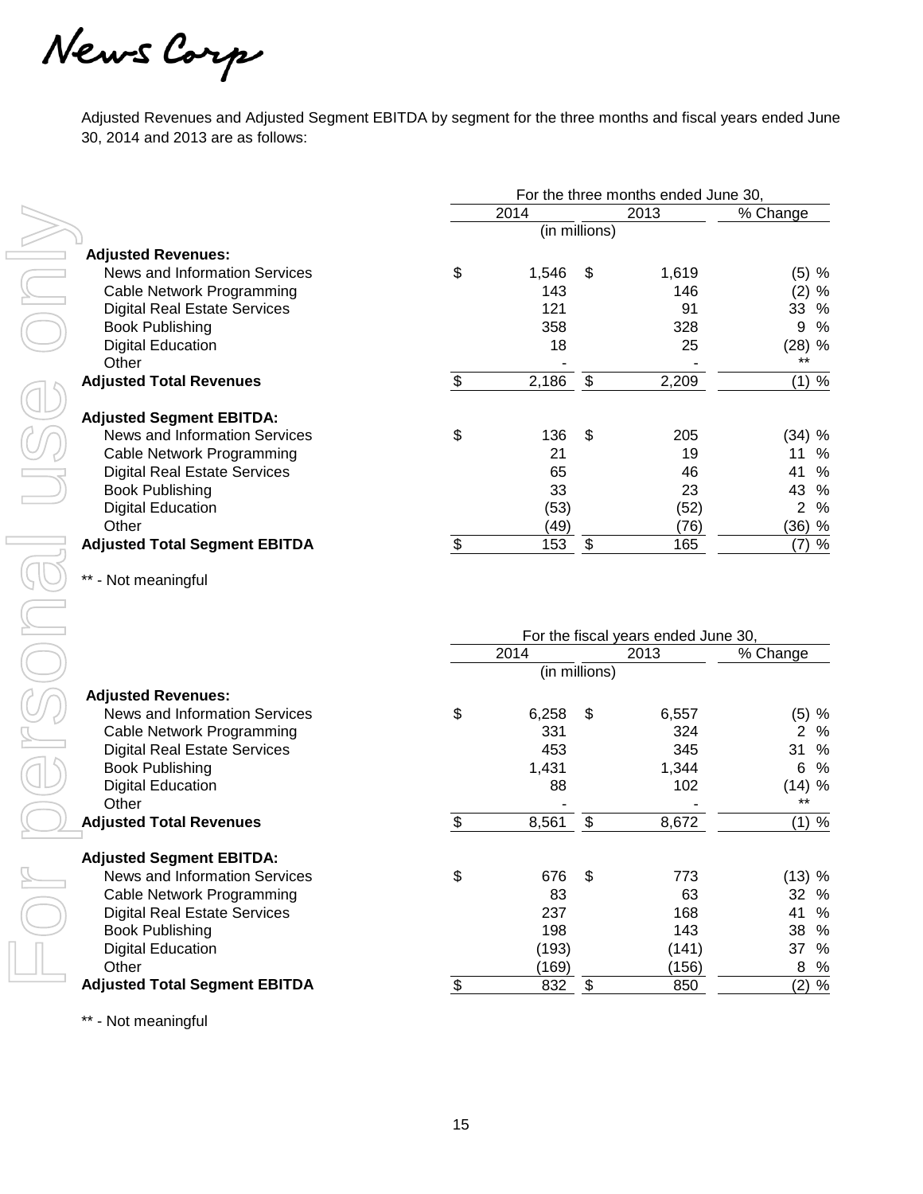News Corp

Adjusted Revenues and Adjusted Segment EBITDA by segment for the three months and fiscal years ended June 30, 2014 and 2013 are as follows:

| | For the three months ended June 30, | | |
|---|---|---|---|
| | 2014 | 2013 | % Change |
| | (in millions) | | |
| **Adjusted Revenues:** | | | |
| News and Information Services | $ 1,546 | $ 1,619 | (5) % |
| Cable Network Programming | 143 | 146 | (2) % |
| Digital Real Estate Services | 121 | 91 | 33 % |
| Book Publishing | 358 | 328 | 9 % |
| Digital Education | 18 | 25 | (28) % |
| Other | - | - | ** |
| **Adjusted Total Revenues** | $ 2,186 | $ 2,209 | (1) % |
| **Adjusted Segment EBITDA:** | | | |
| News and Information Services | $ 136 | $ 205 | (34) % |
| Cable Network Programming | 21 | 19 | 11 % |
| Digital Real Estate Services | 65 | 46 | 41 % |
| Book Publishing | 33 | 23 | 43 % |
| Digital Education | (53) | (52) | 2 % |
| Other | (49) | (76) | (36) % |
| **Adjusted Total Segment EBITDA** | $ 153 | $ 165 | (7) % |

** - Not meaningful

| | For the fiscal years ended June 30, | | |
|---|---|---|---|
| | 2014 | 2013 | % Change |
| | (in millions) | | |
| **Adjusted Revenues:** | | | |
| News and Information Services | $ 6,258 | $ 6,557 | (5) % |
| Cable Network Programming | 331 | 324 | 2 % |
| Digital Real Estate Services | 453 | 345 | 31 % |
| Book Publishing | 1,431 | 1,344 | 6 % |
| Digital Education | 88 | 102 | (14) % |
| Other | - | - | ** |
| **Adjusted Total Revenues** | $ 8,561 | $ 8,672 | (1) % |
| **Adjusted Segment EBITDA:** | | | |
| News and Information Services | $ 676 | $ 773 | (13) % |
| Cable Network Programming | 83 | 63 | 32 % |
| Digital Real Estate Services | 237 | 168 | 41 % |
| Book Publishing | 198 | 143 | 38 % |
| Digital Education | (193) | (141) | 37 % |
| Other | (169) | (156) | 8 % |
| **Adjusted Total Segment EBITDA** | $ 832 | $ 850 | (2) % |

** - Not meaningful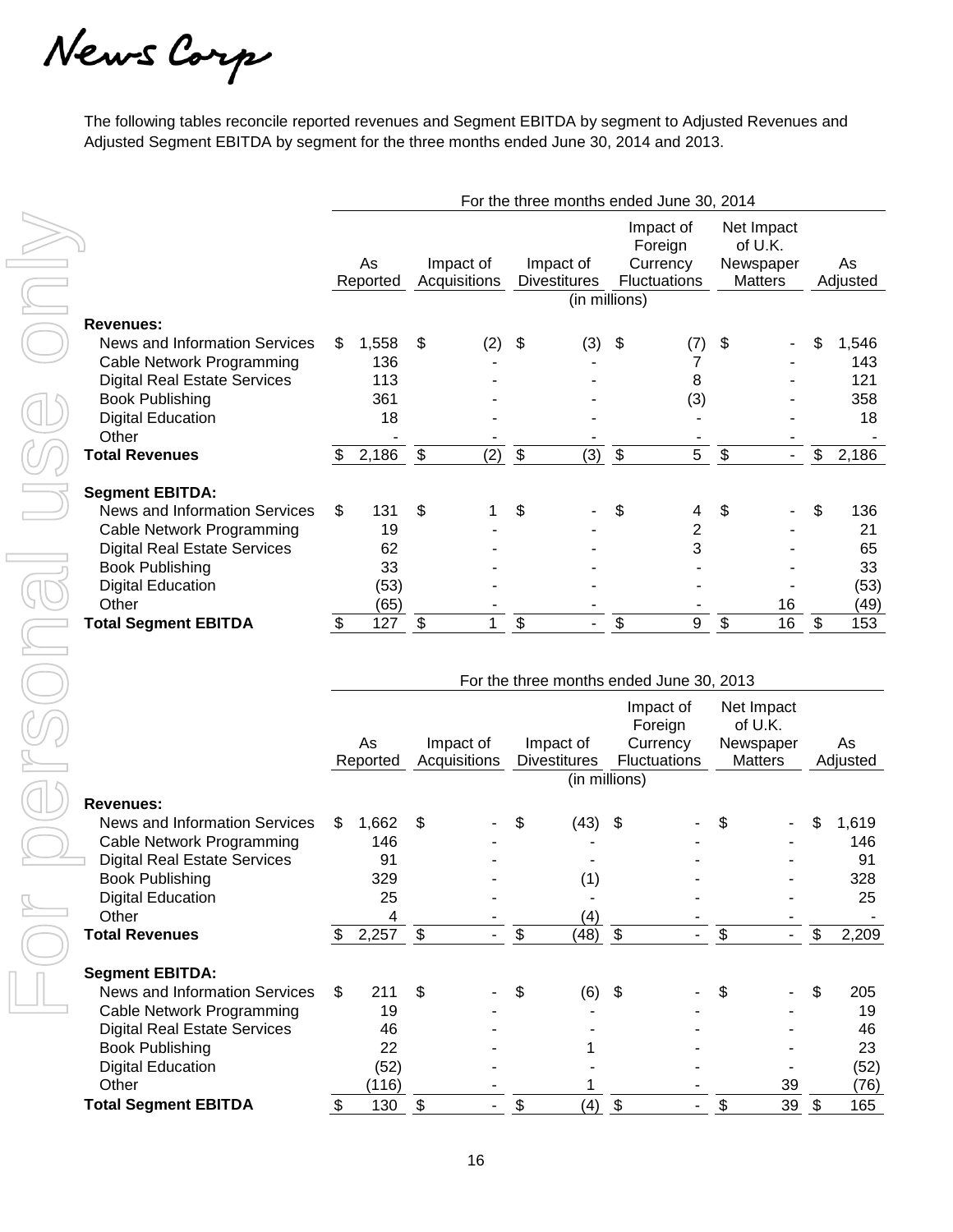News Corp

The following tables reconcile reported revenues and Segment EBITDA by segment to Adjusted Revenues and Adjusted Segment EBITDA by segment for the three months ended June 30, 2014 and 2013.

| | For the three months ended June 30, 2014 | | | | | |
|---|---|---|---|---|---|---|
| | As Reported | Impact of Acquisitions | Impact of Divestitures | Impact of Foreign Currency Fluctuations | Net Impact of U.K. Newspaper Matters | As Adjusted |
| | (in millions) | | | | | |
| **Revenues:** | | | | | | |
| News and Information Services | $ 1,558 | $ (2) | $ (3) | $ (7) | $ - | $ 1,546 |
| Cable Network Programming | 136 | - | - | 7 | - | 143 |
| Digital Real Estate Services | 113 | - | - | 8 | - | 121 |
| Book Publishing | 361 | - | - | (3) | - | 358 |
| Digital Education | 18 | - | - | - | - | 18 |
| Other | - | - | - | - | - | - |
| **Total Revenues** | $ 2,186 | $ (2) | $ (3) | $ 5 | $ - | $ 2,186 |
| **Segment EBITDA:** | | | | | | |
| News and Information Services | $ 131 | $ 1 | $ - | $ 4 | $ - | $ 136 |
| Cable Network Programming | 19 | - | - | 2 | - | 21 |
| Digital Real Estate Services | 62 | - | - | 3 | - | 65 |
| Book Publishing | 33 | - | - | - | - | 33 |
| Digital Education | (53) | - | - | - | - | (53) |
| Other | (65) | - | - | - | 16 | (49) |
| **Total Segment EBITDA** | $ 127 | $ 1 | $ - | $ 9 | $ 16 | $ 153 |

| | For the three months ended June 30, 2013 | | | | | |
|---|---|---|---|---|---|---|
| | As Reported | Impact of Acquisitions | Impact of Divestitures | Impact of Foreign Currency Fluctuations | Net Impact of U.K. Newspaper Matters | As Adjusted |
| | (in millions) | | | | | |
| **Revenues:** | | | | | | |
| News and Information Services | $ 1,662 | $ - | $ (43) | $ - | $ - | $ 1,619 |
| Cable Network Programming | 146 | - | - | - | - | 146 |
| Digital Real Estate Services | 91 | - | - | - | - | 91 |
| Book Publishing | 329 | - | (1) | - | - | 328 |
| Digital Education | 25 | - | - | - | - | 25 |
| Other | 4 | - | (4) | - | - | - |
| **Total Revenues** | $ 2,257 | $ - | $ (48) | $ - | $ - | $ 2,209 |
| **Segment EBITDA:** | | | | | | |
| News and Information Services | $ 211 | $ - | $ (6) | $ - | $ - | $ 205 |
| Cable Network Programming | 19 | - | - | - | - | 19 |
| Digital Real Estate Services | 46 | - | - | - | - | 46 |
| Book Publishing | 22 | - | 1 | - | - | 23 |
| Digital Education | (52) | - | - | - | - | (52) |
| Other | (116) | - | 1 | - | 39 | (76) |
| **Total Segment EBITDA** | $ 130 | $ - | $ (4) | $ - | $ 39 | $ 165 |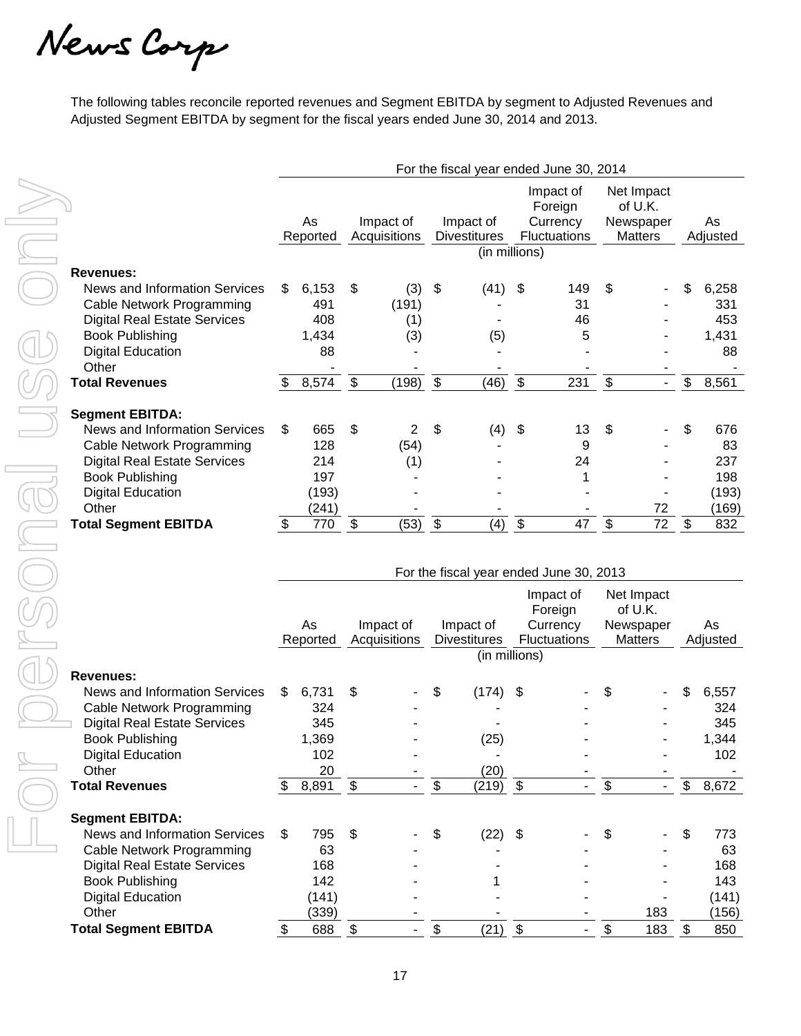News Corp

The following tables reconcile reported revenues and Segment EBITDA by segment to Adjusted Revenues and Adjusted Segment EBITDA by segment for the fiscal years ended June 30, 2014 and 2013.

| | For the fiscal year ended June 30, 2014 | | | | | |
|---|---|---|---|---|---|---|
| | As Reported | Impact of Acquisitions | Impact of Divestitures | Impact of Foreign Currency Fluctuations | Net Impact of U.K. Newspaper Matters | As Adjusted |
| | (in millions) | | | | | |
| **Revenues:** | | | | | | |
| News and Information Services | $ 6,153 | $ (3) | $ (41) | $ 149 | $ - | $ 6,258 |
| Cable Network Programming | 491 | (191) | - | 31 | - | 331 |
| Digital Real Estate Services | 408 | (1) | - | 46 | - | 453 |
| Book Publishing | 1,434 | (3) | (5) | 5 | - | 1,431 |
| Digital Education | 88 | - | - | - | - | 88 |
| Other | - | - | - | - | - | - |
| **Total Revenues** | $ 8,574 | $ (198) | $ (46) | $ 231 | $ - | $ 8,561 |
| **Segment EBITDA:** | | | | | | |
| News and Information Services | $ 665 | $ 2 | $ (4) | $ 13 | $ - | $ 676 |
| Cable Network Programming | 128 | (54) | - | 9 | - | 83 |
| Digital Real Estate Services | 214 | (1) | - | 24 | - | 237 |
| Book Publishing | 197 | - | - | 1 | - | 198 |
| Digital Education | (193) | - | - | - | - | (193) |
| Other | (241) | - | - | - | 72 | (169) |
| **Total Segment EBITDA** | $ 770 | $ (53) | $ (4) | $ 47 | $ 72 | $ 832 |

| | For the fiscal year ended June 30, 2013 | | | | | |
|---|---|---|---|---|---|---|
| | As Reported | Impact of Acquisitions | Impact of Divestitures | Impact of Foreign Currency Fluctuations | Net Impact of U.K. Newspaper Matters | As Adjusted |
| | (in millions) | | | | | |
| **Revenues:** | | | | | | |
| News and Information Services | $ 6,731 | $ - | $ (174) | $ - | $ - | $ 6,557 |
| Cable Network Programming | 324 | - | - | - | - | 324 |
| Digital Real Estate Services | 345 | - | - | - | - | 345 |
| Book Publishing | 1,369 | - | (25) | - | - | 1,344 |
| Digital Education | 102 | - | - | - | - | 102 |
| Other | 20 | - | (20) | - | - | - |
| **Total Revenues** | $ 8,891 | $ - | $ (219) | $ - | $ - | $ 8,672 |
| **Segment EBITDA:** | | | | | | |
| News and Information Services | $ 795 | $ - | $ (22) | $ - | $ - | $ 773 |
| Cable Network Programming | 63 | - | - | - | - | 63 |
| Digital Real Estate Services | 168 | - | - | - | - | 168 |
| Book Publishing | 142 | - | 1 | - | - | 143 |
| Digital Education | (141) | - | - | - | - | (141) |
| Other | (339) | - | - | - | 183 | (156) |
| **Total Segment EBITDA** | $ 688 | $ - | $ (21) | $ - | $ 183 | $ 850 |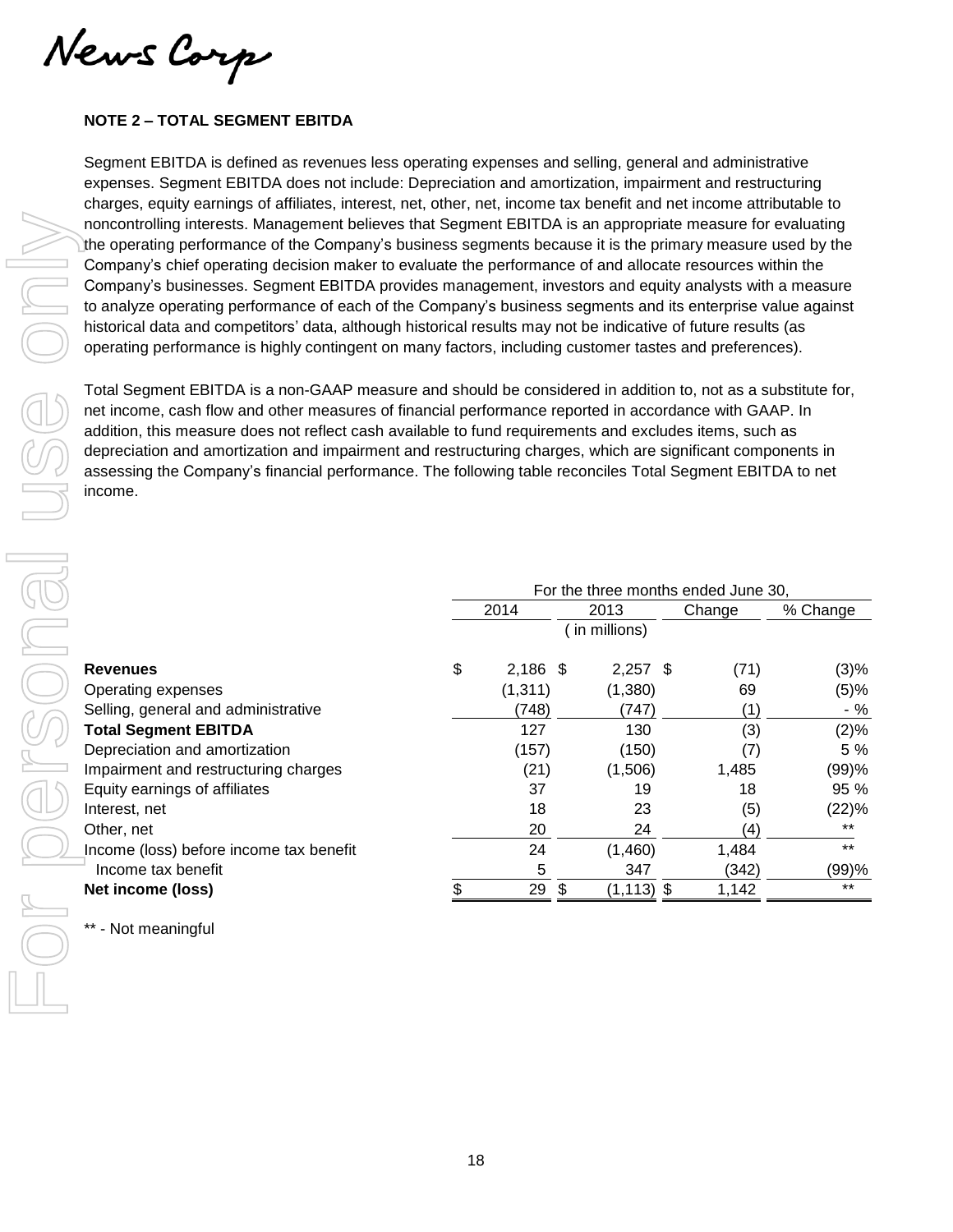## NOTE 2 – TOTAL SEGMENT EBITDA

Segment EBITDA is defined as revenues less operating expenses and selling, general and administrative expenses. Segment EBITDA does not include: Depreciation and amortization, impairment and restructuring charges, equity earnings of affiliates, interest, net, other, net, income tax benefit and net income attributable to noncontrolling interests. Management believes that Segment EBITDA is an appropriate measure for evaluating the operating performance of the Company's business segments because it is the primary measure used by the Company's chief operating decision maker to evaluate the performance of and allocate resources within the Company's businesses. Segment EBITDA provides management, investors and equity analysts with a measure to analyze operating performance of each of the Company's business segments and its enterprise value against historical data and competitors' data, although historical results may not be indicative of future results (as operating performance is highly contingent on many factors, including customer tastes and preferences).

Total Segment EBITDA is a non-GAAP measure and should be considered in addition to, not as a substitute for, net income, cash flow and other measures of financial performance reported in accordance with GAAP. In addition, this measure does not reflect cash available to fund requirements and excludes items, such as depreciation and amortization and impairment and restructuring charges, which are significant components in assessing the Company's financial performance. The following table reconciles Total Segment EBITDA to net income.

| | For the three months ended June 30, | | | |
|---|---|---|---|---|
| | 2014 | 2013 | Change | % Change |
| | ( in millions) | | | |
| **Revenues** | $ 2,186 | $ 2,257 | $ (71) | (3)% |
| Operating expenses | (1,311) | (1,380) | 69 | (5)% |
| Selling, general and administrative | (748) | (747) | (1) | - % |
| **Total Segment EBITDA** | 127 | 130 | (3) | (2)% |
| Depreciation and amortization | (157) | (150) | (7) | 5 % |
| Impairment and restructuring charges | (21) | (1,506) | 1,485 | (99)% |
| Equity earnings of affiliates | 37 | 19 | 18 | 95 % |
| Interest, net | 18 | 23 | (5) | (22)% |
| Other, net | 20 | 24 | (4) | ** |
| Income (loss) before income tax benefit | 24 | (1,460) | 1,484 | ** |
| Income tax benefit | 5 | 347 | (342) | (99)% |
| **Net income (loss)** | $ 29 | $ (1,113) | $ 1,142 | ** |

** - Not meaningful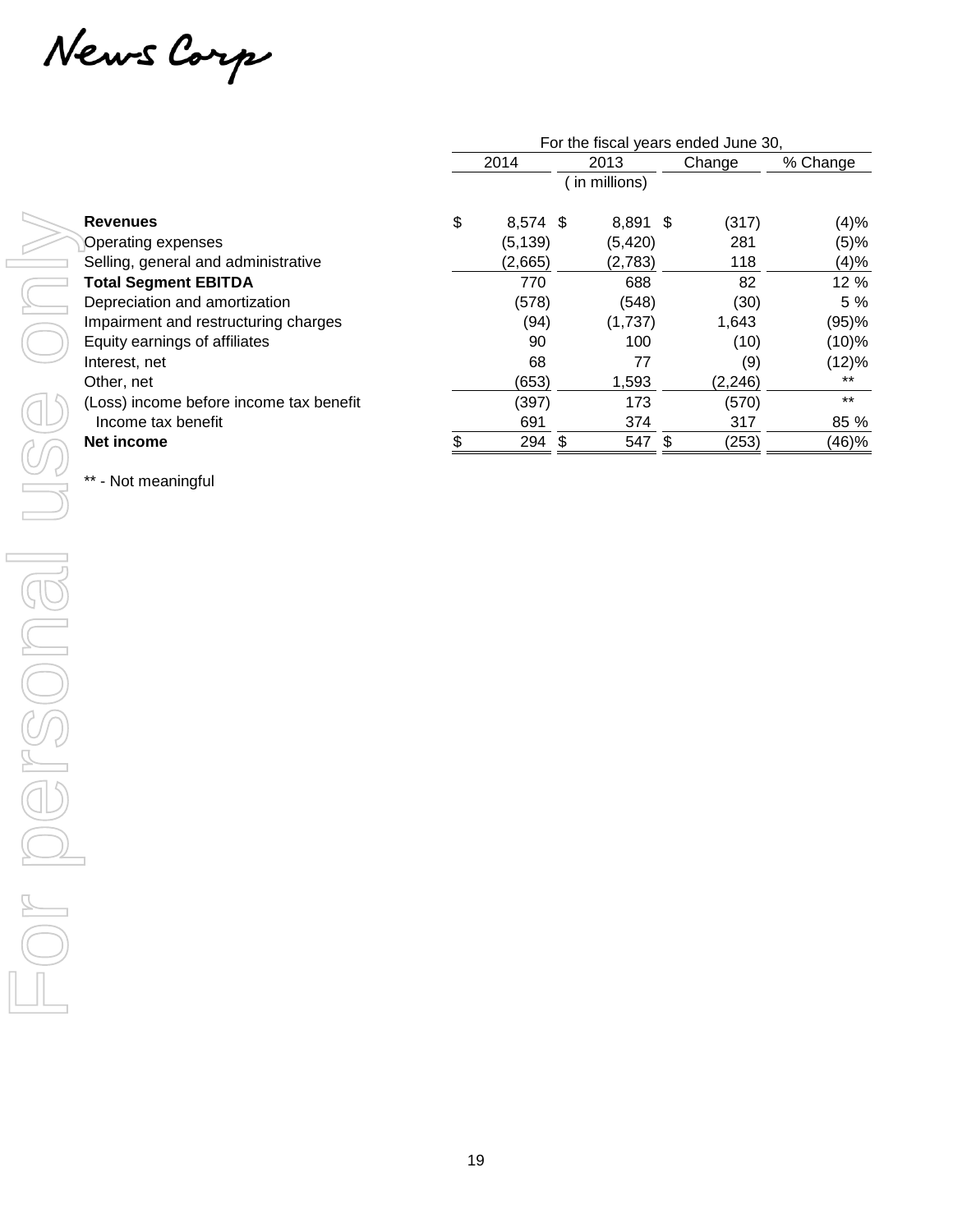News Corp

| | For the fiscal years ended June 30, | | | |
|---|---|---|---|---|
| | 2014 | 2013 | Change | % Change |
| | ( in millions) | | | |
| **Revenues** | $ 8,574 | $ 8,891 | $ (317) | (4)% |
| Operating expenses | (5,139) | (5,420) | 281 | (5)% |
| Selling, general and administrative | (2,665) | (2,783) | 118 | (4)% |
| **Total Segment EBITDA** | 770 | 688 | 82 | 12 % |
| Depreciation and amortization | (578) | (548) | (30) | 5 % |
| Impairment and restructuring charges | (94) | (1,737) | 1,643 | (95)% |
| Equity earnings of affiliates | 90 | 100 | (10) | (10)% |
| Interest, net | 68 | 77 | (9) | (12)% |
| Other, net | (653) | 1,593 | (2,246) | ** |
| (Loss) income before income tax benefit | (397) | 173 | (570) | ** |
| Income tax benefit | 691 | 374 | 317 | 85 % |
| **Net income** | $ 294 | $ 547 | $ (253) | (46)% |

** - Not meaningful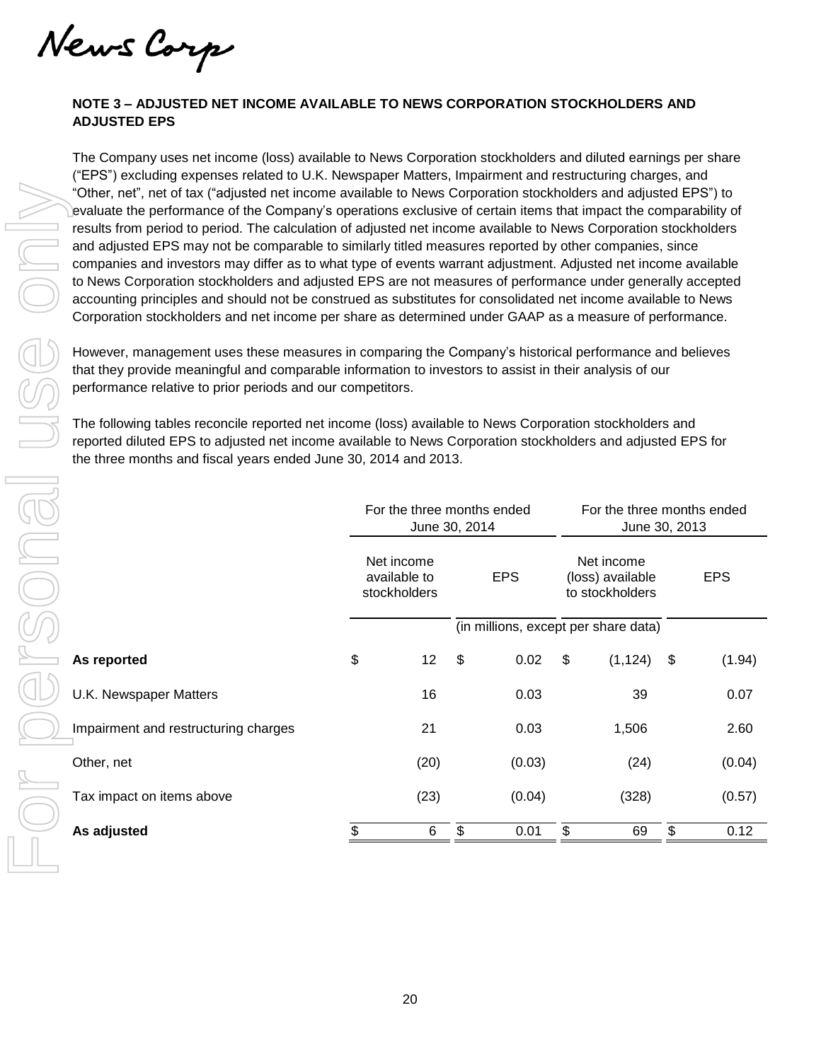## NOTE 3 – ADJUSTED NET INCOME AVAILABLE TO NEWS CORPORATION STOCKHOLDERS AND ADJUSTED EPS

The Company uses net income (loss) available to News Corporation stockholders and diluted earnings per share ("EPS") excluding expenses related to U.K. Newspaper Matters, Impairment and restructuring charges, and "Other, net", net of tax ("adjusted net income available to News Corporation stockholders and adjusted EPS") to evaluate the performance of the Company's operations exclusive of certain items that impact the comparability of results from period to period. The calculation of adjusted net income available to News Corporation stockholders and adjusted EPS may not be comparable to similarly titled measures reported by other companies, since companies and investors may differ as to what type of events warrant adjustment. Adjusted net income available to News Corporation stockholders and adjusted EPS are not measures of performance under generally accepted accounting principles and should not be construed as substitutes for consolidated net income available to News Corporation stockholders and net income per share as determined under GAAP as a measure of performance.

However, management uses these measures in comparing the Company's historical performance and believes that they provide meaningful and comparable information to investors to assist in their analysis of our performance relative to prior periods and our competitors.

The following tables reconcile reported net income (loss) available to News Corporation stockholders and reported diluted EPS to adjusted net income available to News Corporation stockholders and adjusted EPS for the three months and fiscal years ended June 30, 2014 and 2013.

| | For the three months ended June 30, 2014 | | For the three months ended June 30, 2013 | |
|---|---|---|---|---|
| | Net income available to stockholders | EPS | Net income (loss) available to stockholders | EPS |
| | (in millions, except per share data) | | | |
| **As reported** | $ 12 | $ 0.02 | $ (1,124) | $ (1.94) |
| U.K. Newspaper Matters | 16 | 0.03 | 39 | 0.07 |
| Impairment and restructuring charges | 21 | 0.03 | 1,506 | 2.60 |
| Other, net | (20) | (0.03) | (24) | (0.04) |
| Tax impact on items above | (23) | (0.04) | (328) | (0.57) |
| **As adjusted** | $ 6 | $ 0.01 | $ 69 | $ 0.12 |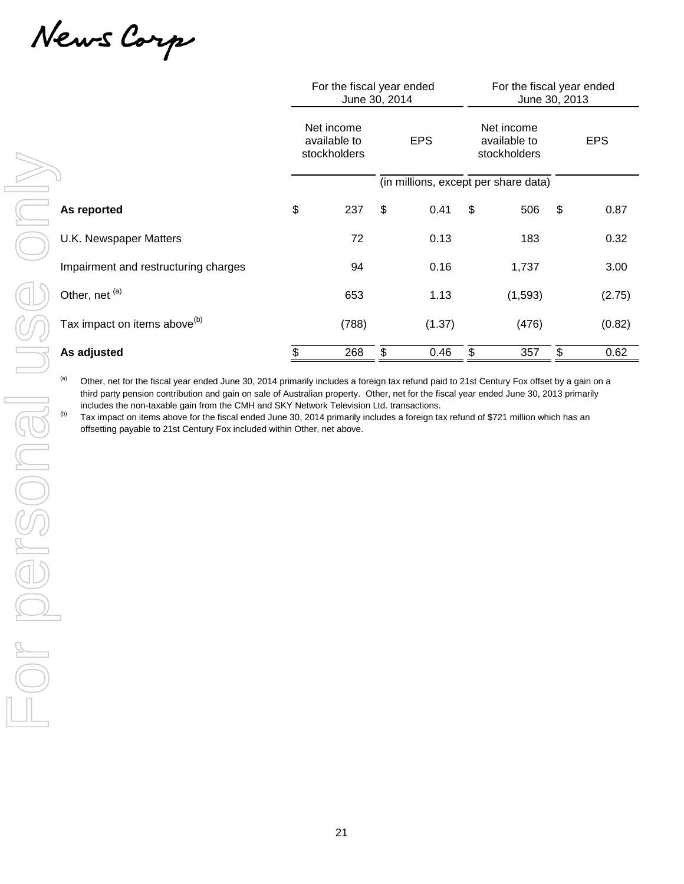News Corp

| | For the fiscal year ended June 30, 2014 | | For the fiscal year ended June 30, 2013 | |
|---|---|---|---|---|
| | Net income available to stockholders | EPS | Net income available to stockholders | EPS |
| | (in millions, except per share data) | | | |
| **As reported** | $ 237 | $ 0.41 | $ 506 | $ 0.87 |
| U.K. Newspaper Matters | 72 | 0.13 | 183 | 0.32 |
| Impairment and restructuring charges | 94 | 0.16 | 1,737 | 3.00 |
| Other, net [(a)] | 653 | 1.13 | (1,593) | (2.75) |
| Tax impact on items above[(b)] | (788) | (1.37) | (476) | (0.82) |
| **As adjusted** | $ 268 | $ 0.46 | $ 357 | $ 0.62 |

(a) Other, net for the fiscal year ended June 30, 2014 primarily includes a foreign tax refund paid to 21st Century Fox offset by a gain on a third party pension contribution and gain on sale of Australian property. Other, net for the fiscal year ended June 30, 2013 primarily includes the non-taxable gain from the CMH and SKY Network Television Ltd. transactions.

(b) Tax impact on items above for the fiscal ended June 30, 2014 primarily includes a foreign tax refund of $721 million which has an offsetting payable to 21st Century Fox included within Other, net above.